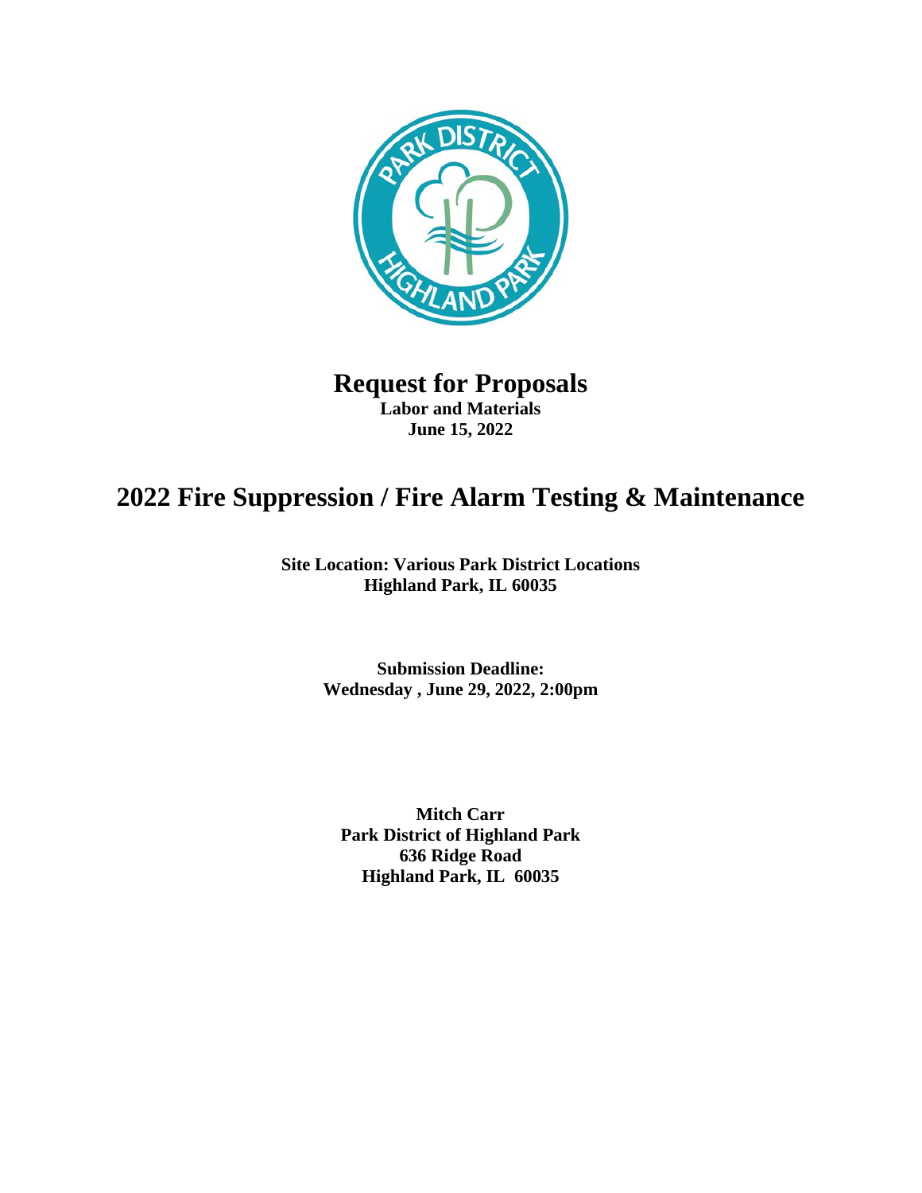# Request for Proposals

**Labor and Materials**
**June 15, 2022**

# 2022 Fire Suppression / Fire Alarm Testing & Maintenance

**Site Location: Various Park District Locations**
**Highland Park, IL 60035**

**Submission Deadline:**
**Wednesday , June 29, 2022, 2:00pm**

**Mitch Carr**
**Park District of Highland Park**
**636 Ridge Road**
**Highland Park, IL 60035**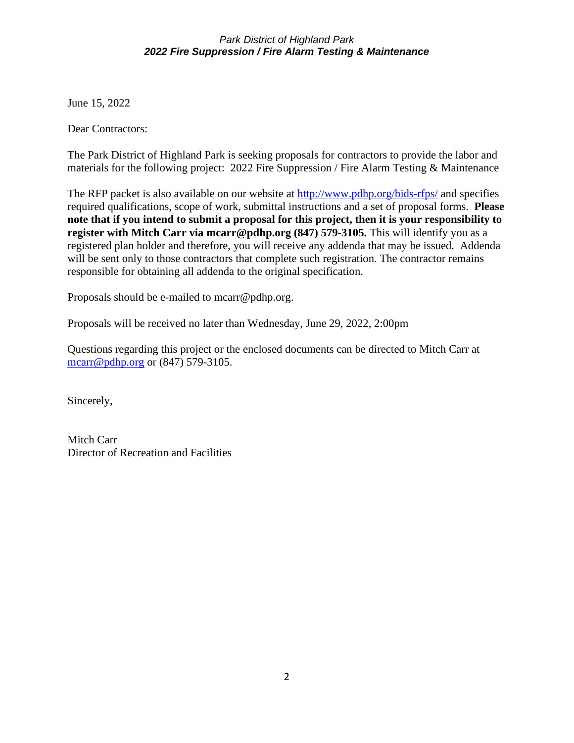June 15, 2022

Dear Contractors:

The Park District of Highland Park is seeking proposals for contractors to provide the labor and materials for the following project: 2022 Fire Suppression / Fire Alarm Testing & Maintenance

The RFP packet is also available on our website at [http://www.pdhp.org/bids-rfps/](http://www.pdhp.org/bids-rfps/) and specifies required qualifications, scope of work, submittal instructions and a set of proposal forms. **Please note that if you intend to submit a proposal for this project, then it is your responsibility to register with Mitch Carr via mcarr@pdhp.org (847) 579-3105.** This will identify you as a registered plan holder and therefore, you will receive any addenda that may be issued. Addenda will be sent only to those contractors that complete such registration. The contractor remains responsible for obtaining all addenda to the original specification.

Proposals should be e-mailed to mcarr@pdhp.org.

Proposals will be received no later than Wednesday, June 29, 2022, 2:00pm

Questions regarding this project or the enclosed documents can be directed to Mitch Carr at [mcarr@pdhp.org](mailto:mcarr@pdhp.org) or (847) 579-3105.

Sincerely,

Mitch Carr
Director of Recreation and Facilities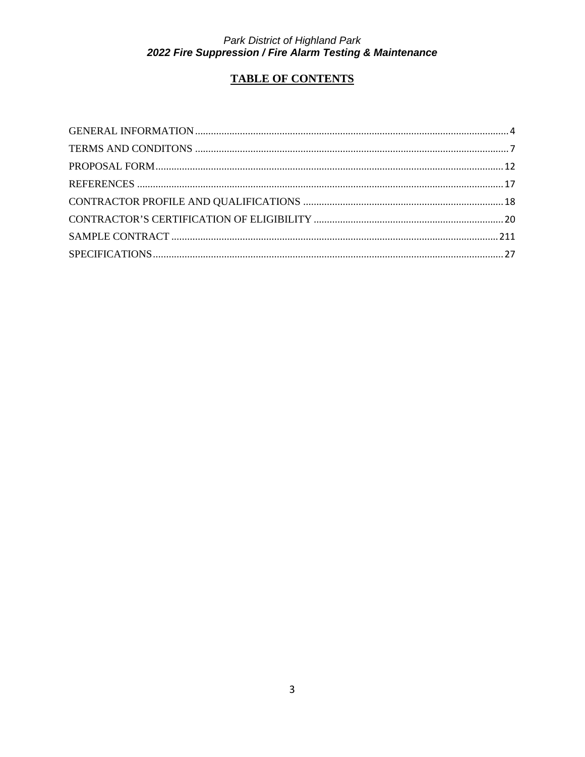# TABLE OF CONTENTS

GENERAL INFORMATION .......... 4

TERMS AND CONDITONS .......... 7

PROPOSAL FORM .......... 12

REFERENCES .......... 17

CONTRACTOR PROFILE AND QUALIFICATIONS .......... 18

CONTRACTOR'S CERTIFICATION OF ELIGIBILITY .......... 20

SAMPLE CONTRACT .......... 211

SPECIFICATIONS .......... 27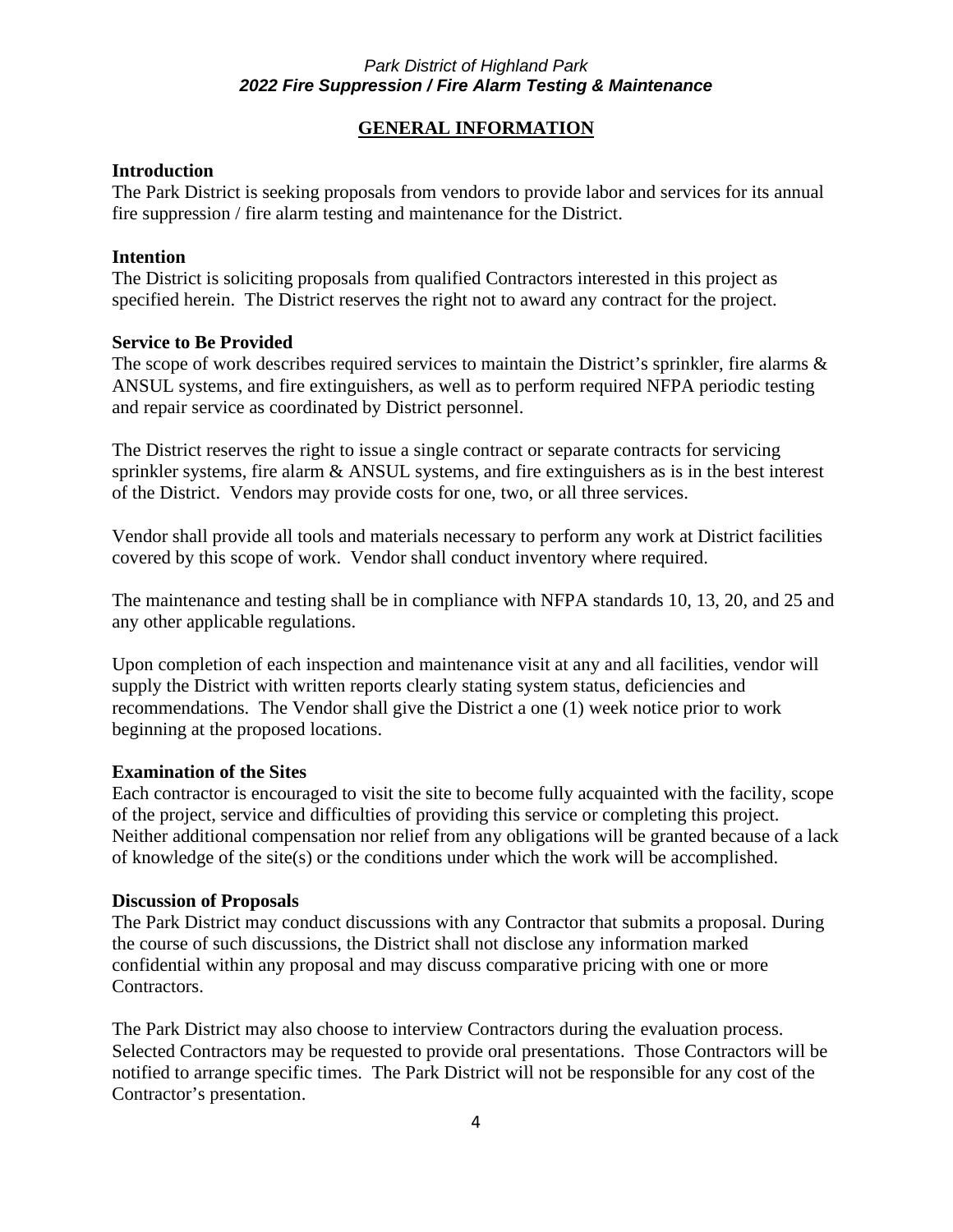## GENERAL INFORMATION

### Introduction

The Park District is seeking proposals from vendors to provide labor and services for its annual fire suppression / fire alarm testing and maintenance for the District.

### Intention

The District is soliciting proposals from qualified Contractors interested in this project as specified herein. The District reserves the right not to award any contract for the project.

### Service to Be Provided

The scope of work describes required services to maintain the District's sprinkler, fire alarms & ANSUL systems, and fire extinguishers, as well as to perform required NFPA periodic testing and repair service as coordinated by District personnel.

The District reserves the right to issue a single contract or separate contracts for servicing sprinkler systems, fire alarm & ANSUL systems, and fire extinguishers as is in the best interest of the District. Vendors may provide costs for one, two, or all three services.

Vendor shall provide all tools and materials necessary to perform any work at District facilities covered by this scope of work. Vendor shall conduct inventory where required.

The maintenance and testing shall be in compliance with NFPA standards 10, 13, 20, and 25 and any other applicable regulations.

Upon completion of each inspection and maintenance visit at any and all facilities, vendor will supply the District with written reports clearly stating system status, deficiencies and recommendations. The Vendor shall give the District a one (1) week notice prior to work beginning at the proposed locations.

### Examination of the Sites

Each contractor is encouraged to visit the site to become fully acquainted with the facility, scope of the project, service and difficulties of providing this service or completing this project. Neither additional compensation nor relief from any obligations will be granted because of a lack of knowledge of the site(s) or the conditions under which the work will be accomplished.

### Discussion of Proposals

The Park District may conduct discussions with any Contractor that submits a proposal. During the course of such discussions, the District shall not disclose any information marked confidential within any proposal and may discuss comparative pricing with one or more Contractors.

The Park District may also choose to interview Contractors during the evaluation process. Selected Contractors may be requested to provide oral presentations. Those Contractors will be notified to arrange specific times. The Park District will not be responsible for any cost of the Contractor's presentation.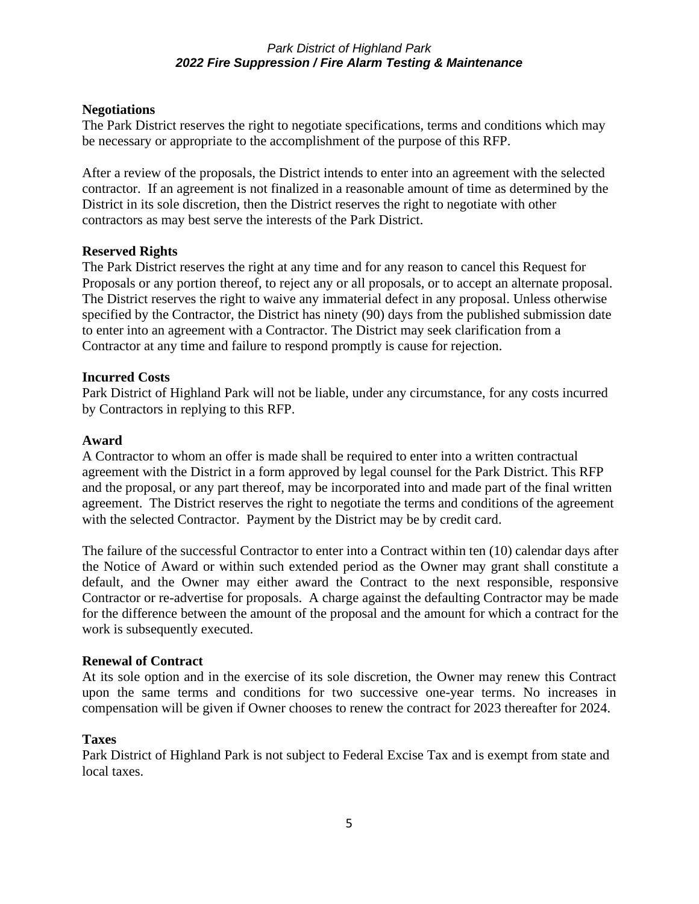**Negotiations**

The Park District reserves the right to negotiate specifications, terms and conditions which may be necessary or appropriate to the accomplishment of the purpose of this RFP.

After a review of the proposals, the District intends to enter into an agreement with the selected contractor. If an agreement is not finalized in a reasonable amount of time as determined by the District in its sole discretion, then the District reserves the right to negotiate with other contractors as may best serve the interests of the Park District.

**Reserved Rights**

The Park District reserves the right at any time and for any reason to cancel this Request for Proposals or any portion thereof, to reject any or all proposals, or to accept an alternate proposal. The District reserves the right to waive any immaterial defect in any proposal. Unless otherwise specified by the Contractor, the District has ninety (90) days from the published submission date to enter into an agreement with a Contractor. The District may seek clarification from a Contractor at any time and failure to respond promptly is cause for rejection.

**Incurred Costs**

Park District of Highland Park will not be liable, under any circumstance, for any costs incurred by Contractors in replying to this RFP.

**Award**

A Contractor to whom an offer is made shall be required to enter into a written contractual agreement with the District in a form approved by legal counsel for the Park District. This RFP and the proposal, or any part thereof, may be incorporated into and made part of the final written agreement. The District reserves the right to negotiate the terms and conditions of the agreement with the selected Contractor. Payment by the District may be by credit card.

The failure of the successful Contractor to enter into a Contract within ten (10) calendar days after the Notice of Award or within such extended period as the Owner may grant shall constitute a default, and the Owner may either award the Contract to the next responsible, responsive Contractor or re-advertise for proposals. A charge against the defaulting Contractor may be made for the difference between the amount of the proposal and the amount for which a contract for the work is subsequently executed.

**Renewal of Contract**

At its sole option and in the exercise of its sole discretion, the Owner may renew this Contract upon the same terms and conditions for two successive one-year terms. No increases in compensation will be given if Owner chooses to renew the contract for 2023 thereafter for 2024.

**Taxes**

Park District of Highland Park is not subject to Federal Excise Tax and is exempt from state and local taxes.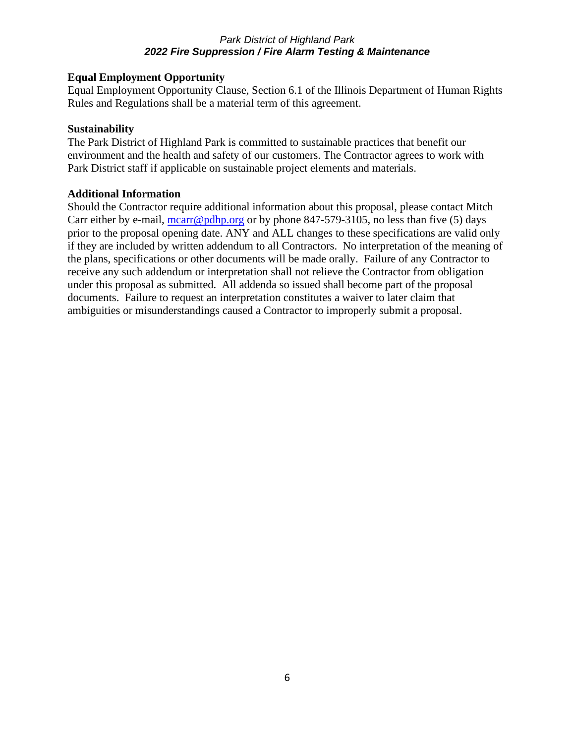## Equal Employment Opportunity

Equal Employment Opportunity Clause, Section 6.1 of the Illinois Department of Human Rights Rules and Regulations shall be a material term of this agreement.

## Sustainability

The Park District of Highland Park is committed to sustainable practices that benefit our environment and the health and safety of our customers. The Contractor agrees to work with Park District staff if applicable on sustainable project elements and materials.

## Additional Information

Should the Contractor require additional information about this proposal, please contact Mitch Carr either by e-mail, mcarr@pdhp.org or by phone 847-579-3105, no less than five (5) days prior to the proposal opening date. ANY and ALL changes to these specifications are valid only if they are included by written addendum to all Contractors. No interpretation of the meaning of the plans, specifications or other documents will be made orally. Failure of any Contractor to receive any such addendum or interpretation shall not relieve the Contractor from obligation under this proposal as submitted. All addenda so issued shall become part of the proposal documents. Failure to request an interpretation constitutes a waiver to later claim that ambiguities or misunderstandings caused a Contractor to improperly submit a proposal.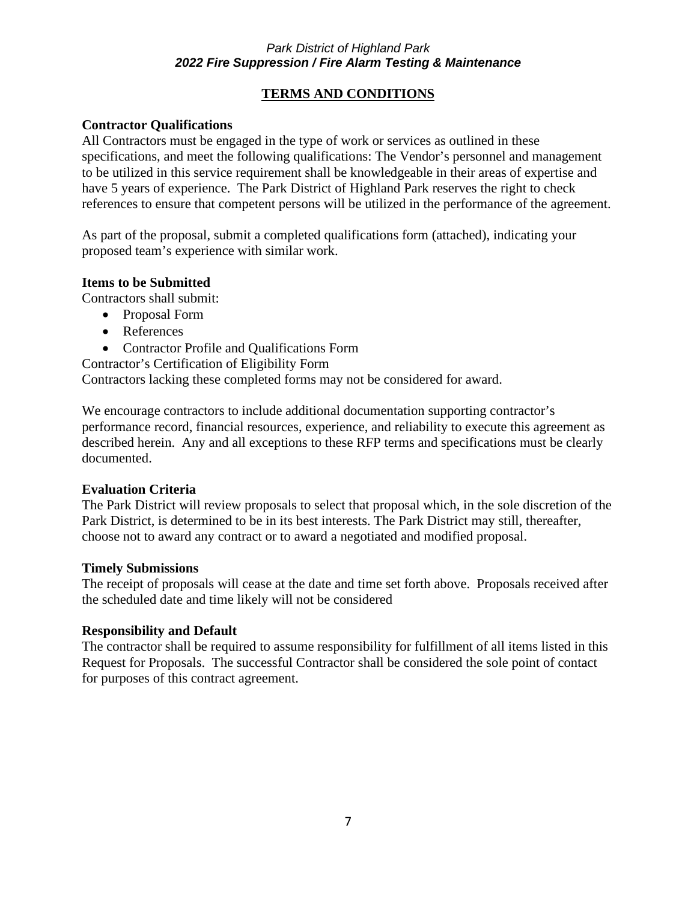## TERMS AND CONDITIONS

**Contractor Qualifications**

All Contractors must be engaged in the type of work or services as outlined in these specifications, and meet the following qualifications: The Vendor's personnel and management to be utilized in this service requirement shall be knowledgeable in their areas of expertise and have 5 years of experience. The Park District of Highland Park reserves the right to check references to ensure that competent persons will be utilized in the performance of the agreement.

As part of the proposal, submit a completed qualifications form (attached), indicating your proposed team's experience with similar work.

**Items to be Submitted**

Contractors shall submit:

- Proposal Form
- References
- Contractor Profile and Qualifications Form

Contractor's Certification of Eligibility Form

Contractors lacking these completed forms may not be considered for award.

We encourage contractors to include additional documentation supporting contractor's performance record, financial resources, experience, and reliability to execute this agreement as described herein. Any and all exceptions to these RFP terms and specifications must be clearly documented.

**Evaluation Criteria**

The Park District will review proposals to select that proposal which, in the sole discretion of the Park District, is determined to be in its best interests. The Park District may still, thereafter, choose not to award any contract or to award a negotiated and modified proposal.

**Timely Submissions**

The receipt of proposals will cease at the date and time set forth above. Proposals received after the scheduled date and time likely will not be considered

**Responsibility and Default**

The contractor shall be required to assume responsibility for fulfillment of all items listed in this Request for Proposals. The successful Contractor shall be considered the sole point of contact for purposes of this contract agreement.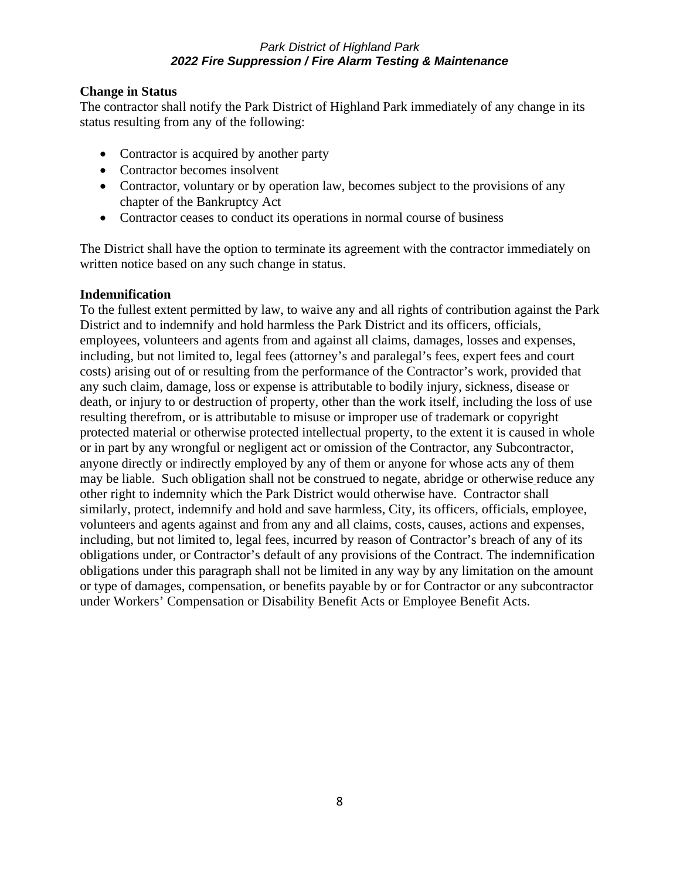**Change in Status**

The contractor shall notify the Park District of Highland Park immediately of any change in its status resulting from any of the following:

- Contractor is acquired by another party
- Contractor becomes insolvent
- Contractor, voluntary or by operation law, becomes subject to the provisions of any chapter of the Bankruptcy Act
- Contractor ceases to conduct its operations in normal course of business

The District shall have the option to terminate its agreement with the contractor immediately on written notice based on any such change in status.

**Indemnification**

To the fullest extent permitted by law, to waive any and all rights of contribution against the Park District and to indemnify and hold harmless the Park District and its officers, officials, employees, volunteers and agents from and against all claims, damages, losses and expenses, including, but not limited to, legal fees (attorney's and paralegal's fees, expert fees and court costs) arising out of or resulting from the performance of the Contractor's work, provided that any such claim, damage, loss or expense is attributable to bodily injury, sickness, disease or death, or injury to or destruction of property, other than the work itself, including the loss of use resulting therefrom, or is attributable to misuse or improper use of trademark or copyright protected material or otherwise protected intellectual property, to the extent it is caused in whole or in part by any wrongful or negligent act or omission of the Contractor, any Subcontractor, anyone directly or indirectly employed by any of them or anyone for whose acts any of them may be liable. Such obligation shall not be construed to negate, abridge or otherwise reduce any other right to indemnity which the Park District would otherwise have. Contractor shall similarly, protect, indemnify and hold and save harmless, City, its officers, officials, employee, volunteers and agents against and from any and all claims, costs, causes, actions and expenses, including, but not limited to, legal fees, incurred by reason of Contractor's breach of any of its obligations under, or Contractor's default of any provisions of the Contract. The indemnification obligations under this paragraph shall not be limited in any way by any limitation on the amount or type of damages, compensation, or benefits payable by or for Contractor or any subcontractor under Workers' Compensation or Disability Benefit Acts or Employee Benefit Acts.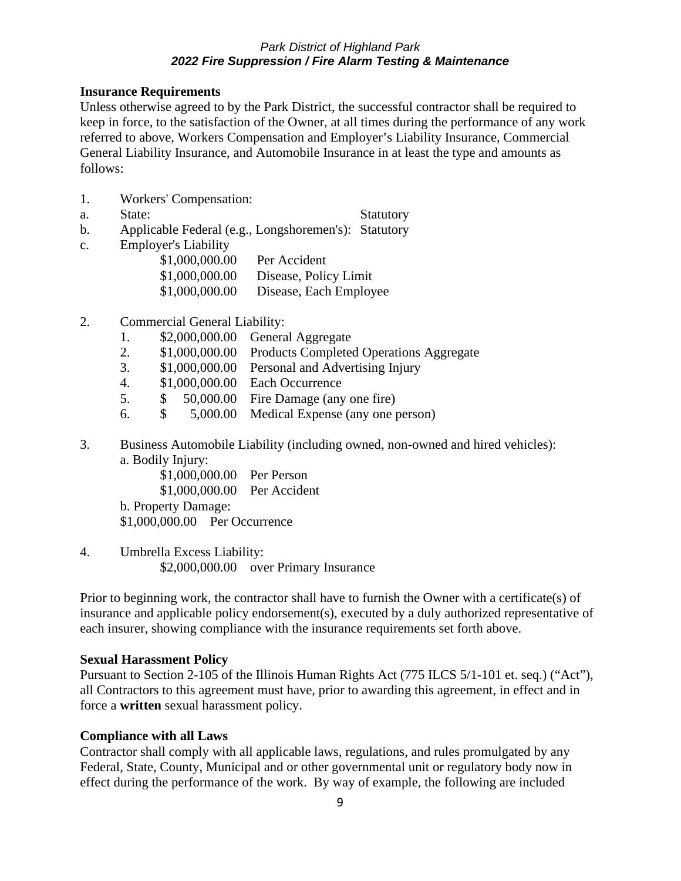**Insurance Requirements**

Unless otherwise agreed to by the Park District, the successful contractor shall be required to keep in force, to the satisfaction of the Owner, at all times during the performance of any work referred to above, Workers Compensation and Employer's Liability Insurance, Commercial General Liability Insurance, and Automobile Insurance in at least the type and amounts as follows:

1. Workers' Compensation:

a. State: Statutory

b. Applicable Federal (e.g., Longshoremen's): Statutory

c. Employer's Liability

   $1,000,000.00 Per Accident
   $1,000,000.00 Disease, Policy Limit
   $1,000,000.00 Disease, Each Employee

2. Commercial General Liability:
   1. $2,000,000.00 General Aggregate
   2. $1,000,000.00 Products Completed Operations Aggregate
   3. $1,000,000.00 Personal and Advertising Injury
   4. $1,000,000.00 Each Occurrence
   5. $ 50,000.00 Fire Damage (any one fire)
   6. $ 5,000.00 Medical Expense (any one person)

3. Business Automobile Liability (including owned, non-owned and hired vehicles):

   a. Bodily Injury:

      $1,000,000.00 Per Person
      $1,000,000.00 Per Accident

   b. Property Damage:

   $1,000,000.00 Per Occurrence

4. Umbrella Excess Liability:

   $2,000,000.00 over Primary Insurance

Prior to beginning work, the contractor shall have to furnish the Owner with a certificate(s) of insurance and applicable policy endorsement(s), executed by a duly authorized representative of each insurer, showing compliance with the insurance requirements set forth above.

**Sexual Harassment Policy**

Pursuant to Section 2-105 of the Illinois Human Rights Act (775 ILCS 5/1-101 et. seq.) ("Act"), all Contractors to this agreement must have, prior to awarding this agreement, in effect and in force a **written** sexual harassment policy.

**Compliance with all Laws**

Contractor shall comply with all applicable laws, regulations, and rules promulgated by any Federal, State, County, Municipal and or other governmental unit or regulatory body now in effect during the performance of the work. By way of example, the following are included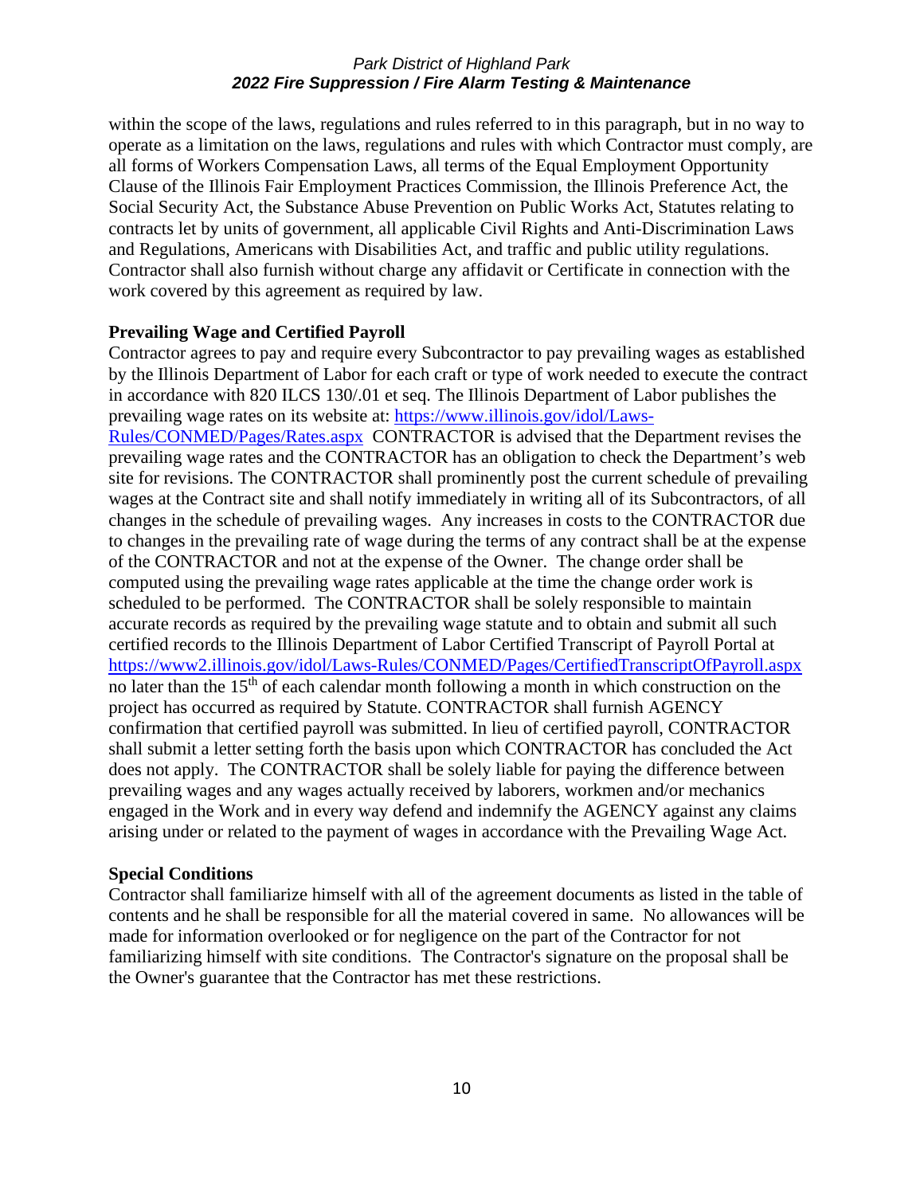within the scope of the laws, regulations and rules referred to in this paragraph, but in no way to operate as a limitation on the laws, regulations and rules with which Contractor must comply, are all forms of Workers Compensation Laws, all terms of the Equal Employment Opportunity Clause of the Illinois Fair Employment Practices Commission, the Illinois Preference Act, the Social Security Act, the Substance Abuse Prevention on Public Works Act, Statutes relating to contracts let by units of government, all applicable Civil Rights and Anti-Discrimination Laws and Regulations, Americans with Disabilities Act, and traffic and public utility regulations. Contractor shall also furnish without charge any affidavit or Certificate in connection with the work covered by this agreement as required by law.

**Prevailing Wage and Certified Payroll**

Contractor agrees to pay and require every Subcontractor to pay prevailing wages as established by the Illinois Department of Labor for each craft or type of work needed to execute the contract in accordance with 820 ILCS 130/.01 et seq. The Illinois Department of Labor publishes the prevailing wage rates on its website at: [https://www.illinois.gov/idol/Laws-Rules/CONMED/Pages/Rates.aspx](https://www.illinois.gov/idol/Laws-Rules/CONMED/Pages/Rates.aspx) CONTRACTOR is advised that the Department revises the prevailing wage rates and the CONTRACTOR has an obligation to check the Department's web site for revisions. The CONTRACTOR shall prominently post the current schedule of prevailing wages at the Contract site and shall notify immediately in writing all of its Subcontractors, of all changes in the schedule of prevailing wages. Any increases in costs to the CONTRACTOR due to changes in the prevailing rate of wage during the terms of any contract shall be at the expense of the CONTRACTOR and not at the expense of the Owner. The change order shall be computed using the prevailing wage rates applicable at the time the change order work is scheduled to be performed. The CONTRACTOR shall be solely responsible to maintain accurate records as required by the prevailing wage statute and to obtain and submit all such certified records to the Illinois Department of Labor Certified Transcript of Payroll Portal at [https://www2.illinois.gov/idol/Laws-Rules/CONMED/Pages/CertifiedTranscriptOfPayroll.aspx](https://www2.illinois.gov/idol/Laws-Rules/CONMED/Pages/CertifiedTranscriptOfPayroll.aspx) no later than the 15th of each calendar month following a month in which construction on the project has occurred as required by Statute. CONTRACTOR shall furnish AGENCY confirmation that certified payroll was submitted. In lieu of certified payroll, CONTRACTOR shall submit a letter setting forth the basis upon which CONTRACTOR has concluded the Act does not apply. The CONTRACTOR shall be solely liable for paying the difference between prevailing wages and any wages actually received by laborers, workmen and/or mechanics engaged in the Work and in every way defend and indemnify the AGENCY against any claims arising under or related to the payment of wages in accordance with the Prevailing Wage Act.

**Special Conditions**

Contractor shall familiarize himself with all of the agreement documents as listed in the table of contents and he shall be responsible for all the material covered in same. No allowances will be made for information overlooked or for negligence on the part of the Contractor for not familiarizing himself with site conditions. The Contractor's signature on the proposal shall be the Owner's guarantee that the Contractor has met these restrictions.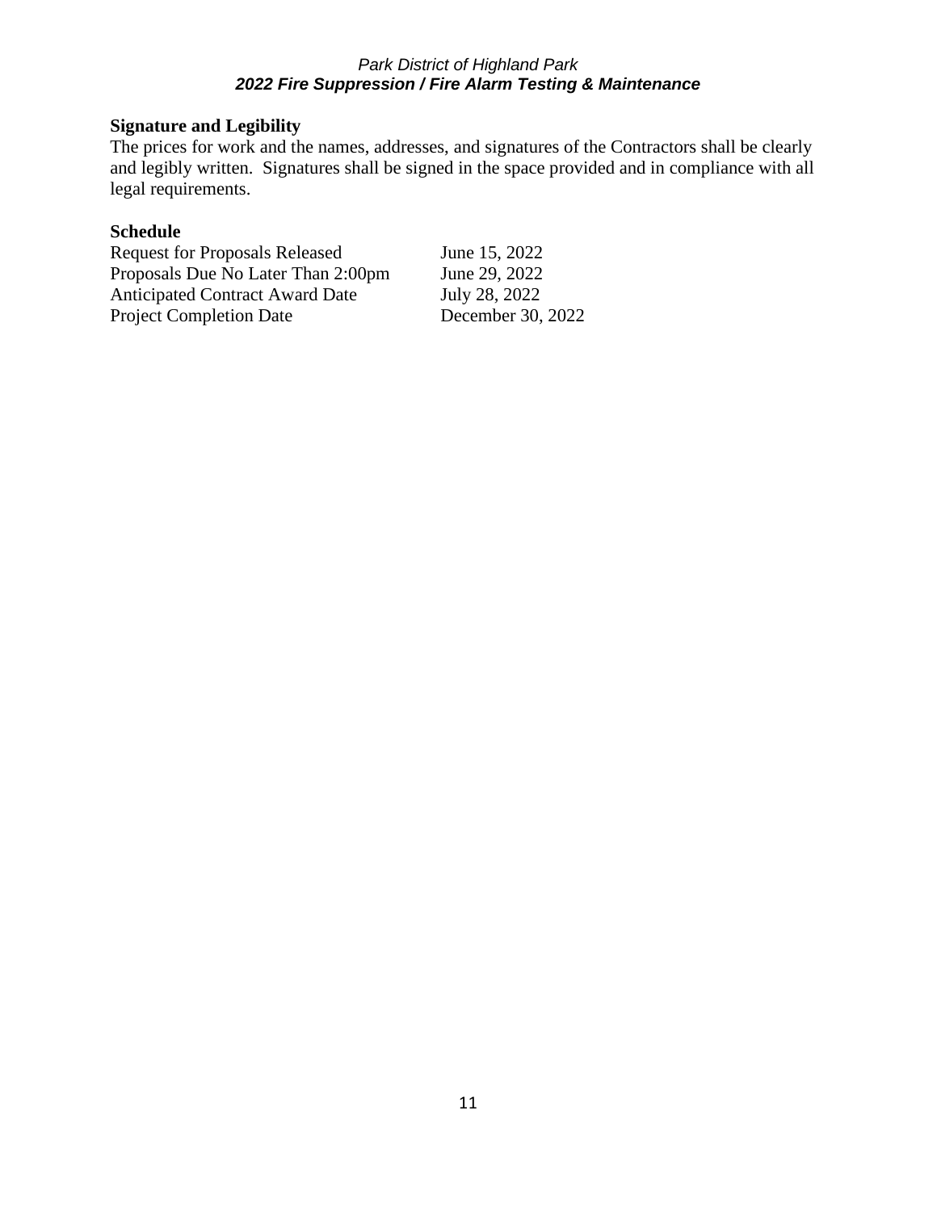### Signature and Legibility

The prices for work and the names, addresses, and signatures of the Contractors shall be clearly and legibly written. Signatures shall be signed in the space provided and in compliance with all legal requirements.

### Schedule

| | |
|---|---|
| Request for Proposals Released | June 15, 2022 |
| Proposals Due No Later Than 2:00pm | June 29, 2022 |
| Anticipated Contract Award Date | July 28, 2022 |
| Project Completion Date | December 30, 2022 |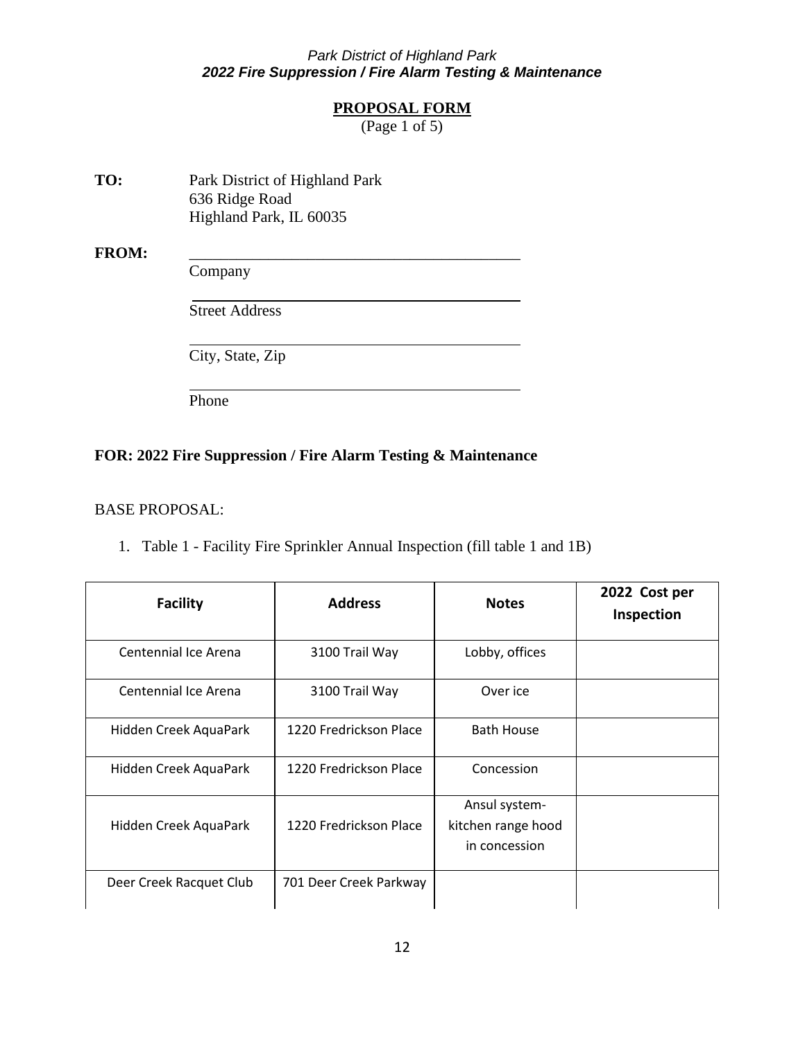## PROPOSAL FORM

(Page 1 of 5)

**TO:** Park District of Highland Park
636 Ridge Road
Highland Park, IL 60035

**FROM:** \_\_\_\_\_\_\_\_\_\_\_\_\_\_\_\_\_\_\_\_\_\_\_\_\_\_\_\_\_\_\_\_\_\_\_\_\_\_\_\_
Company

\_\_\_\_\_\_\_\_\_\_\_\_\_\_\_\_\_\_\_\_\_\_\_\_\_\_\_\_\_\_\_\_\_\_\_\_\_\_\_\_
Street Address

\_\_\_\_\_\_\_\_\_\_\_\_\_\_\_\_\_\_\_\_\_\_\_\_\_\_\_\_\_\_\_\_\_\_\_\_\_\_\_\_
City, State, Zip

\_\_\_\_\_\_\_\_\_\_\_\_\_\_\_\_\_\_\_\_\_\_\_\_\_\_\_\_\_\_\_\_\_\_\_\_\_\_\_\_
Phone

**FOR: 2022 Fire Suppression / Fire Alarm Testing & Maintenance**

BASE PROPOSAL:

1. Table 1 - Facility Fire Sprinkler Annual Inspection (fill table 1 and 1B)

| Facility | Address | Notes | 2022 Cost per Inspection |
|---|---|---|---|
| Centennial Ice Arena | 3100 Trail Way | Lobby, offices | |
| Centennial Ice Arena | 3100 Trail Way | Over ice | |
| Hidden Creek AquaPark | 1220 Fredrickson Place | Bath House | |
| Hidden Creek AquaPark | 1220 Fredrickson Place | Concession | |
| Hidden Creek AquaPark | 1220 Fredrickson Place | Ansul system-kitchen range hood in concession | |
| Deer Creek Racquet Club | 701 Deer Creek Parkway | | |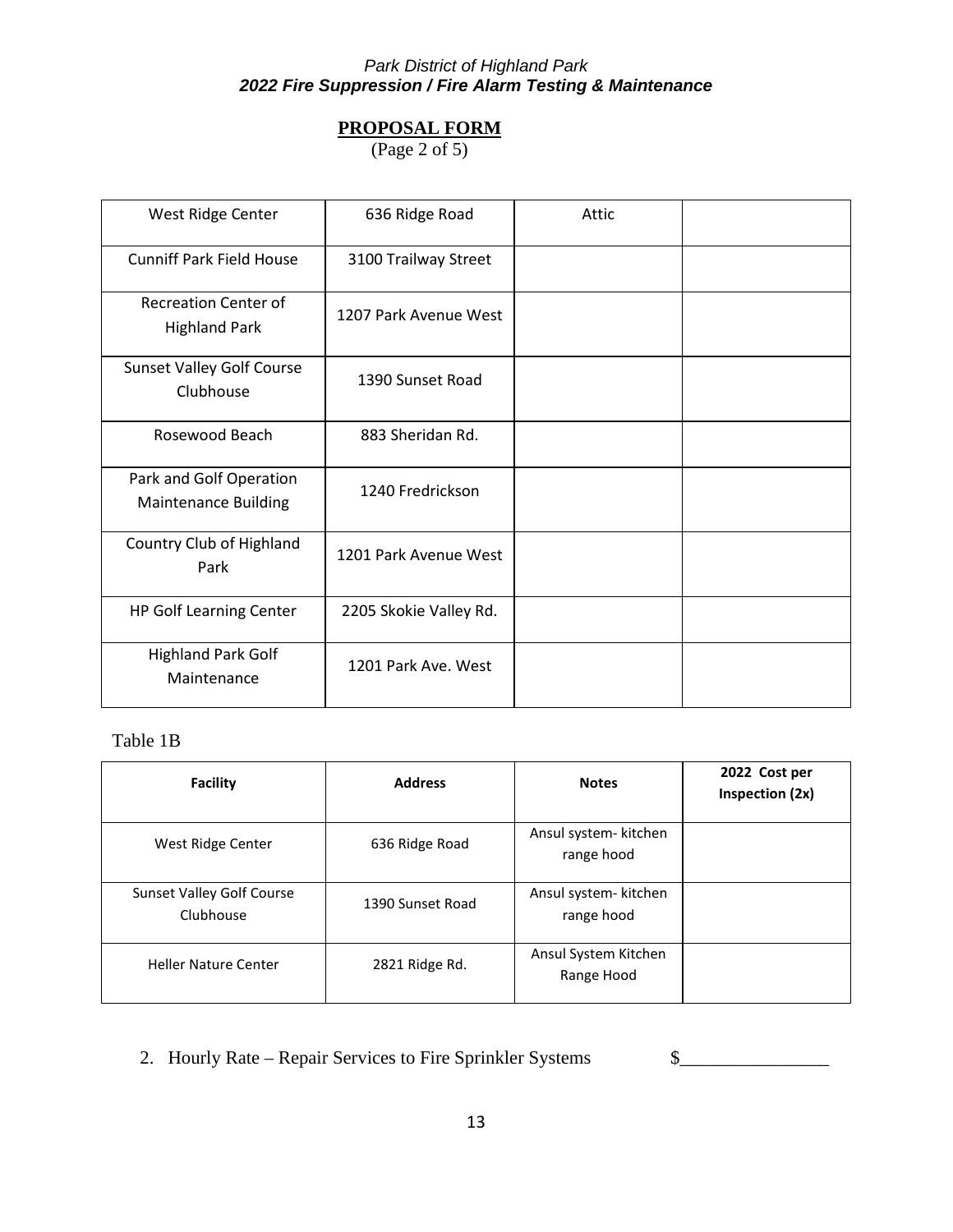**PROPOSAL FORM**
(Page 2 of 5)

| | | | |
|---|---|---|---|
| West Ridge Center | 636 Ridge Road | Attic | |
| Cunniff Park Field House | 3100 Trailway Street | | |
| Recreation Center of Highland Park | 1207 Park Avenue West | | |
| Sunset Valley Golf Course Clubhouse | 1390 Sunset Road | | |
| Rosewood Beach | 883 Sheridan Rd. | | |
| Park and Golf Operation Maintenance Building | 1240 Fredrickson | | |
| Country Club of Highland Park | 1201 Park Avenue West | | |
| HP Golf Learning Center | 2205 Skokie Valley Rd. | | |
| Highland Park Golf Maintenance | 1201 Park Ave. West | | |

Table 1B

| Facility | Address | Notes | 2022 Cost per Inspection (2x) |
|---|---|---|---|
| West Ridge Center | 636 Ridge Road | Ansul system- kitchen range hood | |
| Sunset Valley Golf Course Clubhouse | 1390 Sunset Road | Ansul system- kitchen range hood | |
| Heller Nature Center | 2821 Ridge Rd. | Ansul System Kitchen Range Hood | |

2. Hourly Rate – Repair Services to Fire Sprinkler Systems $_______________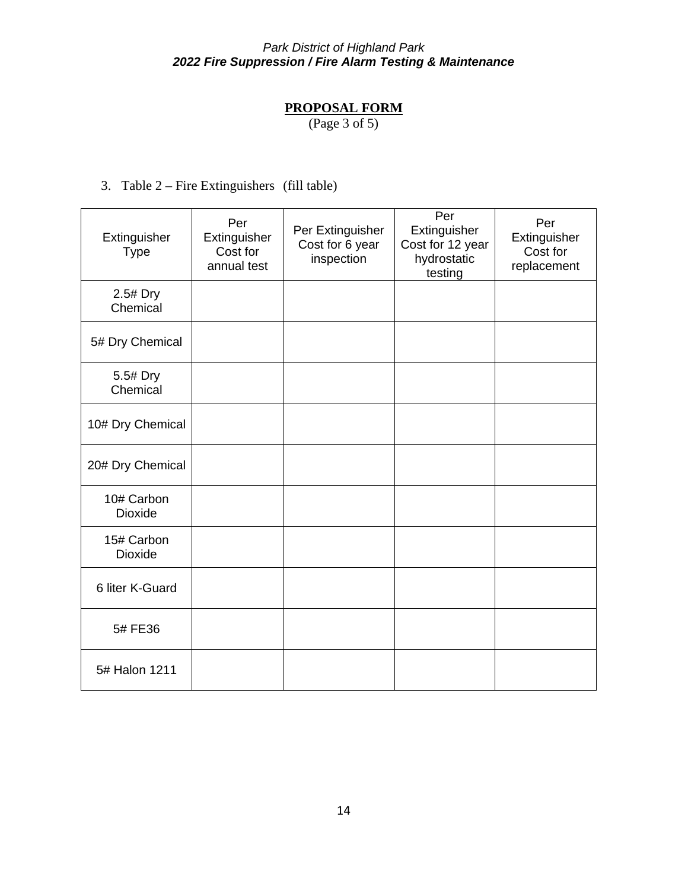## PROPOSAL FORM

(Page 3 of 5)

3. Table 2 – Fire Extinguishers (fill table)

| Extinguisher Type | Per Extinguisher Cost for annual test | Per Extinguisher Cost for 6 year inspection | Per Extinguisher Cost for 12 year hydrostatic testing | Per Extinguisher Cost for replacement |
|---|---|---|---|---|
| 2.5# Dry Chemical | | | | |
| 5# Dry Chemical | | | | |
| 5.5# Dry Chemical | | | | |
| 10# Dry Chemical | | | | |
| 20# Dry Chemical | | | | |
| 10# Carbon Dioxide | | | | |
| 15# Carbon Dioxide | | | | |
| 6 liter K-Guard | | | | |
| 5# FE36 | | | | |
| 5# Halon 1211 | | | | |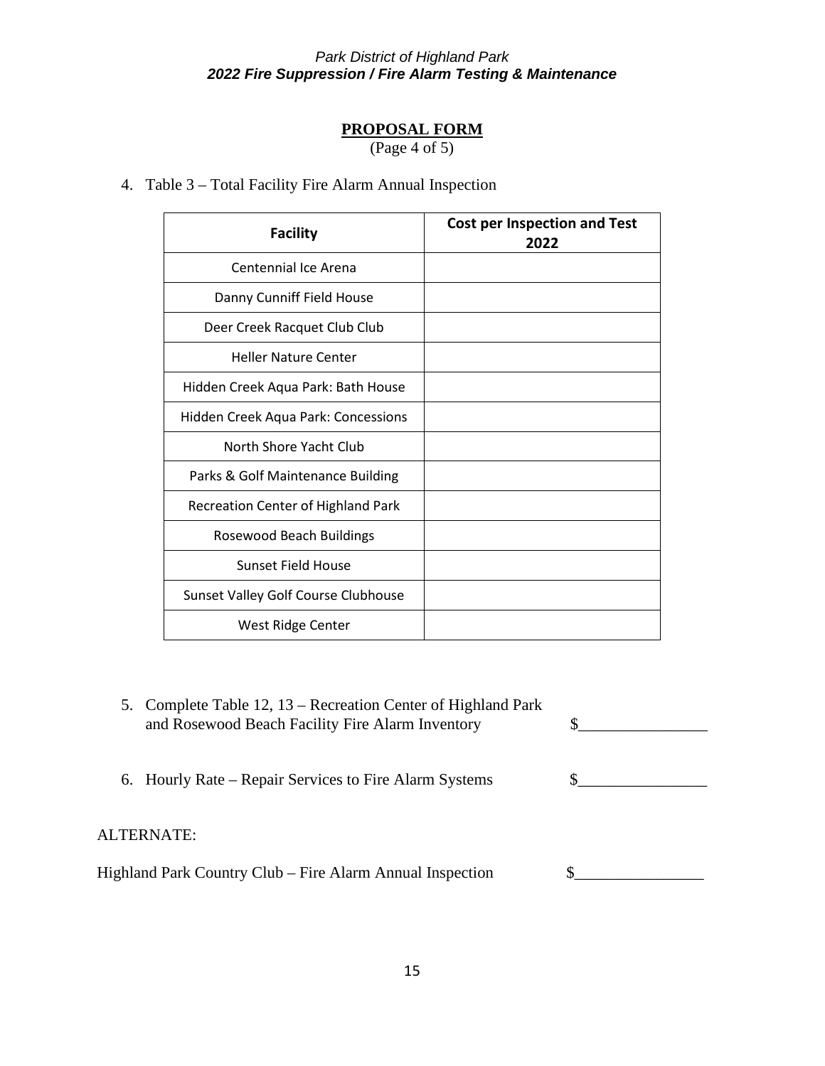## PROPOSAL FORM

(Page 4 of 5)

4. Table 3 – Total Facility Fire Alarm Annual Inspection

| Facility | Cost per Inspection and Test 2022 |
|---|---|
| Centennial Ice Arena | |
| Danny Cunniff Field House | |
| Deer Creek Racquet Club Club | |
| Heller Nature Center | |
| Hidden Creek Aqua Park: Bath House | |
| Hidden Creek Aqua Park: Concessions | |
| North Shore Yacht Club | |
| Parks & Golf Maintenance Building | |
| Recreation Center of Highland Park | |
| Rosewood Beach Buildings | |
| Sunset Field House | |
| Sunset Valley Golf Course Clubhouse | |
| West Ridge Center | |

5. Complete Table 12, 13 – Recreation Center of Highland Park and Rosewood Beach Facility Fire Alarm Inventory $________________

6. Hourly Rate – Repair Services to Fire Alarm Systems $________________

ALTERNATE:

Highland Park Country Club – Fire Alarm Annual Inspection $________________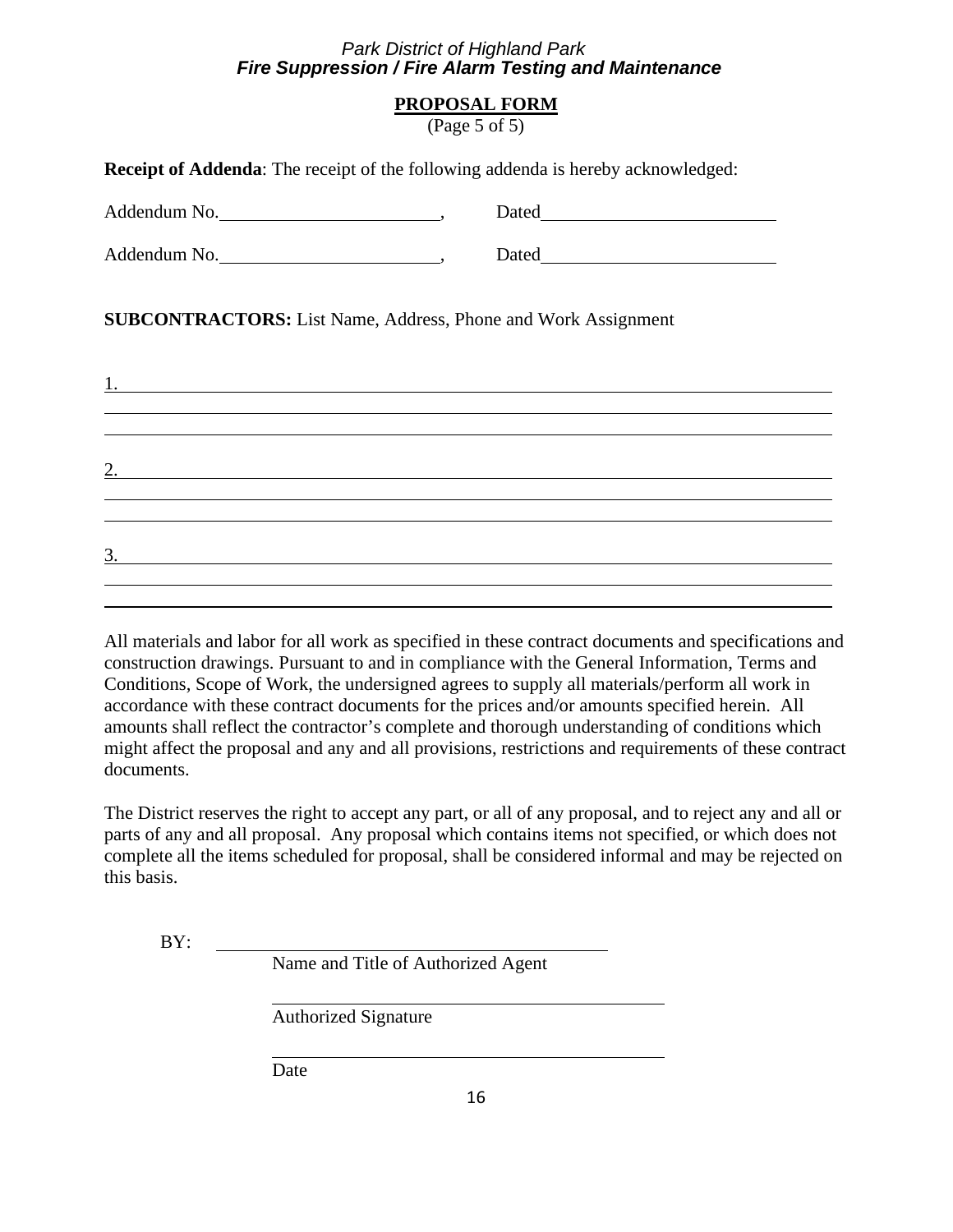## PROPOSAL FORM

(Page 5 of 5)

**Receipt of Addenda**: The receipt of the following addenda is hereby acknowledged:

Addendum No.________________________, Dated__________________________

Addendum No.________________________, Dated__________________________

**SUBCONTRACTORS:** List Name, Address, Phone and Work Assignment

1. ______________________________________________________________________

______________________________________________________________________

______________________________________________________________________

2. ______________________________________________________________________

______________________________________________________________________

______________________________________________________________________

3. ______________________________________________________________________

______________________________________________________________________

______________________________________________________________________

All materials and labor for all work as specified in these contract documents and specifications and construction drawings. Pursuant to and in compliance with the General Information, Terms and Conditions, Scope of Work, the undersigned agrees to supply all materials/perform all work in accordance with these contract documents for the prices and/or amounts specified herein. All amounts shall reflect the contractor's complete and thorough understanding of conditions which might affect the proposal and any and all provisions, restrictions and requirements of these contract documents.

The District reserves the right to accept any part, or all of any proposal, and to reject any and all or parts of any and all proposal. Any proposal which contains items not specified, or which does not complete all the items scheduled for proposal, shall be considered informal and may be rejected on this basis.

BY: ____________________________________________
Name and Title of Authorized Agent

____________________________________________
Authorized Signature

____________________________________________
Date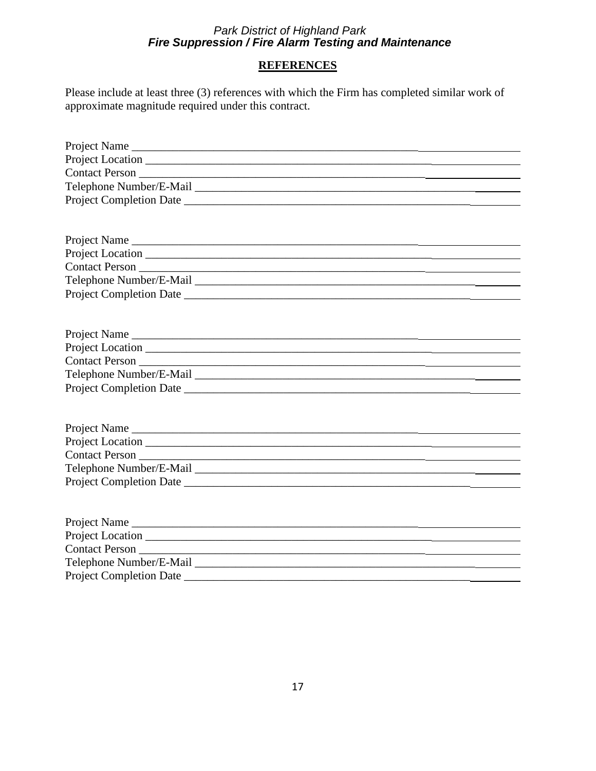## REFERENCES

Please include at least three (3) references with which the Firm has completed similar work of approximate magnitude required under this contract.

Project Name ________________________________________________________________
Project Location ______________________________________________________________
Contact Person _______________________________________________________________
Telephone Number/E-Mail ______________________________________________________
Project Completion Date ________________________________________________________

Project Name ________________________________________________________________
Project Location ______________________________________________________________
Contact Person _______________________________________________________________
Telephone Number/E-Mail ______________________________________________________
Project Completion Date ________________________________________________________

Project Name ________________________________________________________________
Project Location ______________________________________________________________
Contact Person _______________________________________________________________
Telephone Number/E-Mail ______________________________________________________
Project Completion Date ________________________________________________________

Project Name ________________________________________________________________
Project Location ______________________________________________________________
Contact Person _______________________________________________________________
Telephone Number/E-Mail ______________________________________________________
Project Completion Date ________________________________________________________

Project Name ________________________________________________________________
Project Location ______________________________________________________________
Contact Person _______________________________________________________________
Telephone Number/E-Mail ______________________________________________________
Project Completion Date ________________________________________________________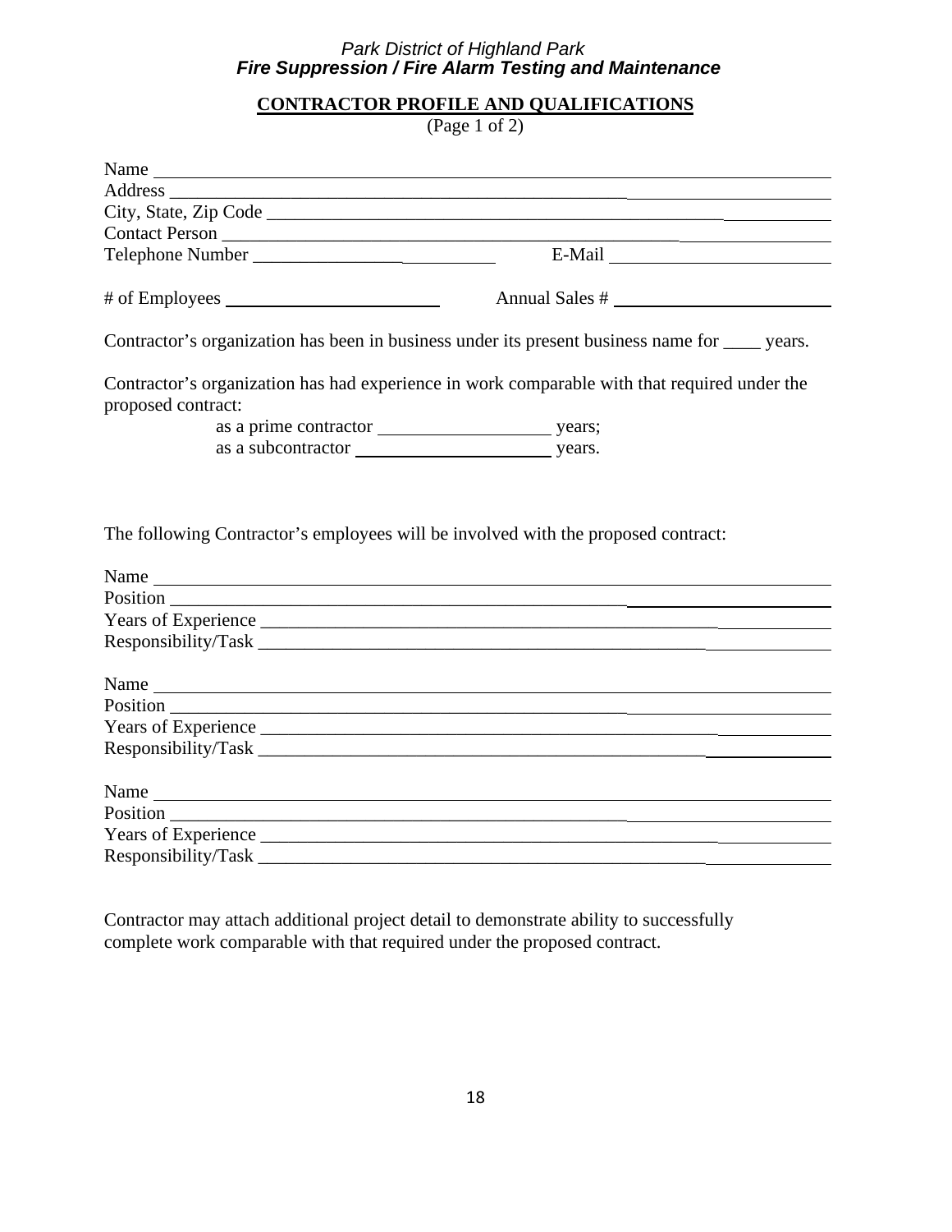*Park District of Highland Park*
***Fire Suppression / Fire Alarm Testing and Maintenance***

**CONTRACTOR PROFILE AND QUALIFICATIONS**
(Page 1 of 2)

Name ________________________________________________________________________

Address ______________________________________________________________________

City, State, Zip Code ____________________________________________________________

Contact Person _________________________________________________________________

Telephone Number ___________________________ E-Mail ___________________________

\# of Employees ___________________________ Annual Sales # ___________________________

Contractor's organization has been in business under its present business name for ____ years.

Contractor's organization has had experience in work comparable with that required under the proposed contract:

as a prime contractor __________________ years;
as a subcontractor _____________________ years.

The following Contractor's employees will be involved with the proposed contract:

Name ________________________________________________________________________

Position ______________________________________________________________________

Years of Experience _____________________________________________________________

Responsibility/Task ______________________________________________________________

Name ________________________________________________________________________

Position ______________________________________________________________________

Years of Experience _____________________________________________________________

Responsibility/Task ______________________________________________________________

Name ________________________________________________________________________

Position ______________________________________________________________________

Years of Experience _____________________________________________________________

Responsibility/Task ______________________________________________________________

Contractor may attach additional project detail to demonstrate ability to successfully complete work comparable with that required under the proposed contract.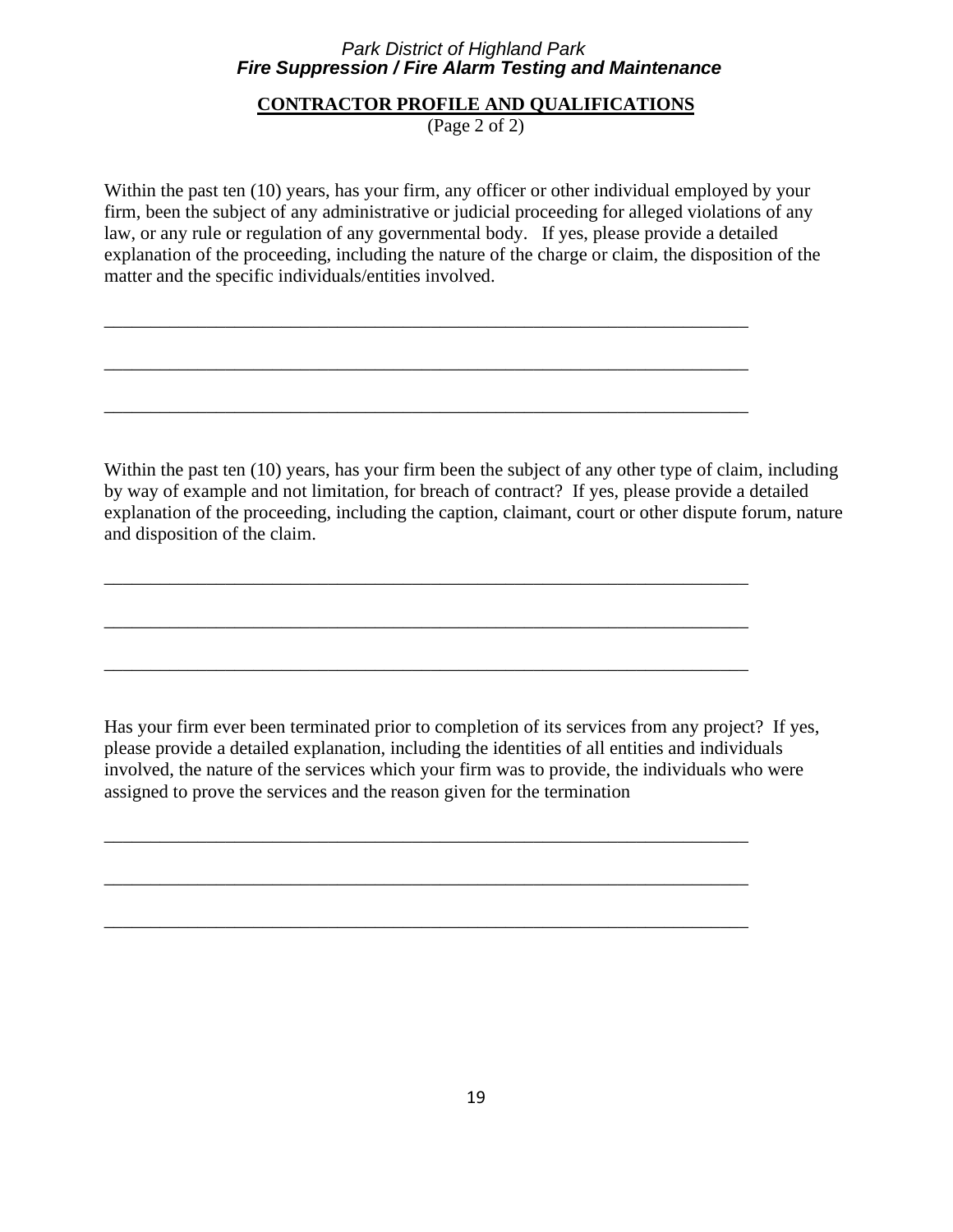**CONTRACTOR PROFILE AND QUALIFICATIONS**

(Page 2 of 2)

Within the past ten (10) years, has your firm, any officer or other individual employed by your firm, been the subject of any administrative or judicial proceeding for alleged violations of any law, or any rule or regulation of any governmental body. If yes, please provide a detailed explanation of the proceeding, including the nature of the charge or claim, the disposition of the matter and the specific individuals/entities involved.

______________________________________________________________________

______________________________________________________________________

______________________________________________________________________

Within the past ten (10) years, has your firm been the subject of any other type of claim, including by way of example and not limitation, for breach of contract? If yes, please provide a detailed explanation of the proceeding, including the caption, claimant, court or other dispute forum, nature and disposition of the claim.

______________________________________________________________________

______________________________________________________________________

______________________________________________________________________

Has your firm ever been terminated prior to completion of its services from any project? If yes, please provide a detailed explanation, including the identities of all entities and individuals involved, the nature of the services which your firm was to provide, the individuals who were assigned to prove the services and the reason given for the termination

______________________________________________________________________

______________________________________________________________________

______________________________________________________________________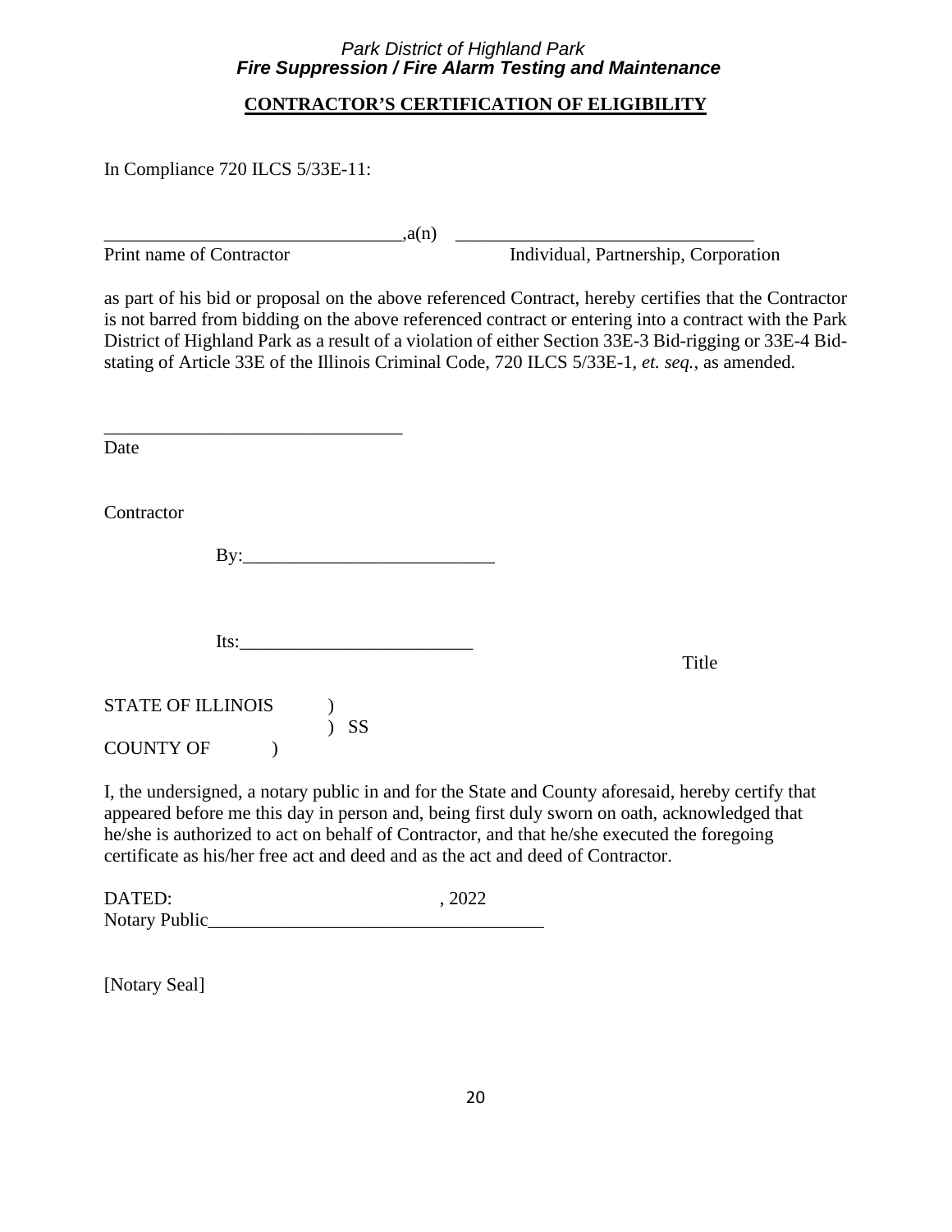Park District of Highland Park
***Fire Suppression / Fire Alarm Testing and Maintenance***

**CONTRACTOR'S CERTIFICATION OF ELIGIBILITY**

In Compliance 720 ILCS 5/33E-11:

________________________________,a(n) ________________________________
Print name of Contractor Individual, Partnership, Corporation

as part of his bid or proposal on the above referenced Contract, hereby certifies that the Contractor is not barred from bidding on the above referenced contract or entering into a contract with the Park District of Highland Park as a result of a violation of either Section 33E-3 Bid-rigging or 33E-4 Bid-stating of Article 33E of the Illinois Criminal Code, 720 ILCS 5/33E-1, *et. seq.*, as amended.

________________________________
Date

Contractor

By:___________________________

Its:_________________________
Title

STATE OF ILLINOIS )
) SS
COUNTY OF )

I, the undersigned, a notary public in and for the State and County aforesaid, hereby certify that appeared before me this day in person and, being first duly sworn on oath, acknowledged that he/she is authorized to act on behalf of Contractor, and that he/she executed the foregoing certificate as his/her free act and deed and as the act and deed of Contractor.

DATED: , 2022
Notary Public___________________________________

[Notary Seal]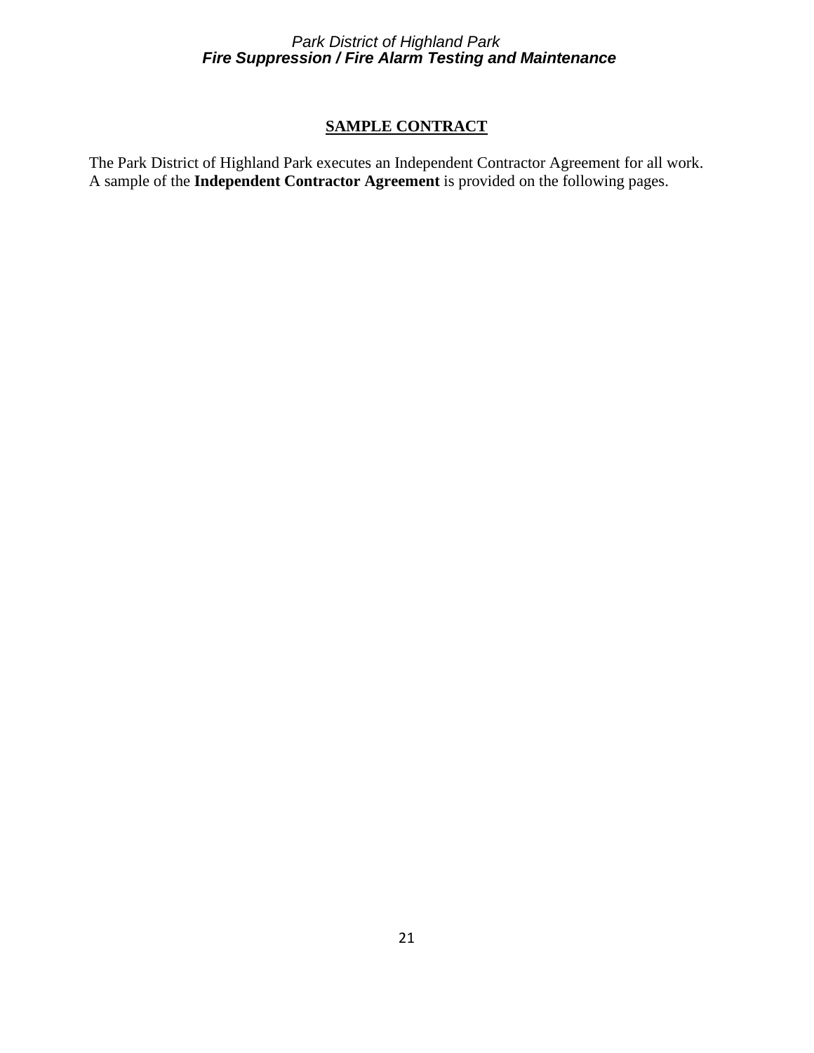## SAMPLE CONTRACT

The Park District of Highland Park executes an Independent Contractor Agreement for all work. A sample of the **Independent Contractor Agreement** is provided on the following pages.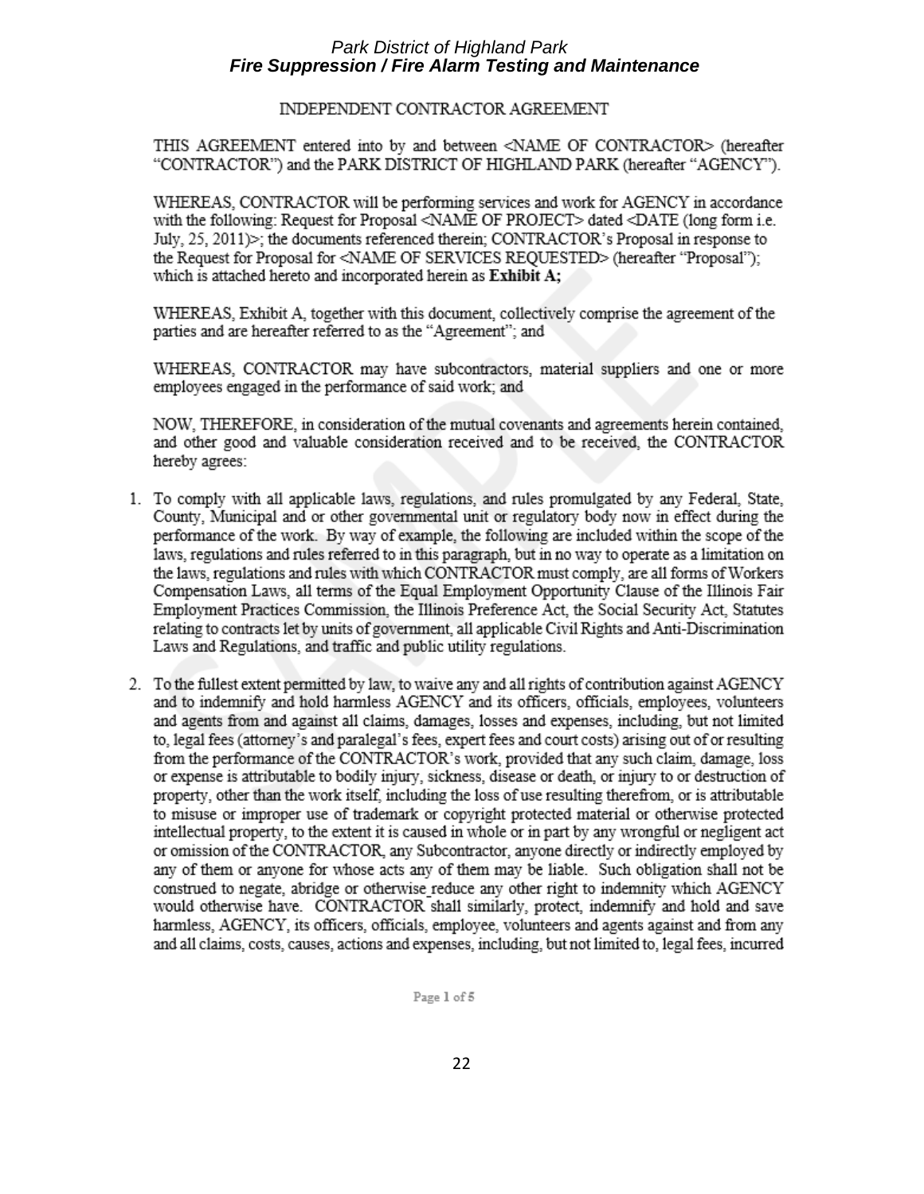INDEPENDENT CONTRACTOR AGREEMENT

THIS AGREEMENT entered into by and between <NAME OF CONTRACTOR> (hereafter "CONTRACTOR") and the PARK DISTRICT OF HIGHLAND PARK (hereafter "AGENCY").

WHEREAS, CONTRACTOR will be performing services and work for AGENCY in accordance with the following: Request for Proposal <NAME OF PROJECT> dated <DATE (long form i.e. July, 25, 2011)>; the documents referenced therein; CONTRACTOR's Proposal in response to the Request for Proposal for <NAME OF SERVICES REQUESTED> (hereafter "Proposal"); which is attached hereto and incorporated herein as **Exhibit A;**

WHEREAS, Exhibit A, together with this document, collectively comprise the agreement of the parties and are hereafter referred to as the "Agreement"; and

WHEREAS, CONTRACTOR may have subcontractors, material suppliers and one or more employees engaged in the performance of said work; and

NOW, THEREFORE, in consideration of the mutual covenants and agreements herein contained, and other good and valuable consideration received and to be received, the CONTRACTOR hereby agrees:

1. To comply with all applicable laws, regulations, and rules promulgated by any Federal, State, County, Municipal and or other governmental unit or regulatory body now in effect during the performance of the work. By way of example, the following are included within the scope of the laws, regulations and rules referred to in this paragraph, but in no way to operate as a limitation on the laws, regulations and rules with which CONTRACTOR must comply, are all forms of Workers Compensation Laws, all terms of the Equal Employment Opportunity Clause of the Illinois Fair Employment Practices Commission, the Illinois Preference Act, the Social Security Act, Statutes relating to contracts let by units of government, all applicable Civil Rights and Anti-Discrimination Laws and Regulations, and traffic and public utility regulations.

2. To the fullest extent permitted by law, to waive any and all rights of contribution against AGENCY and to indemnify and hold harmless AGENCY and its officers, officials, employees, volunteers and agents from and against all claims, damages, losses and expenses, including, but not limited to, legal fees (attorney's and paralegal's fees, expert fees and court costs) arising out of or resulting from the performance of the CONTRACTOR's work, provided that any such claim, damage, loss or expense is attributable to bodily injury, sickness, disease or death, or injury to or destruction of property, other than the work itself, including the loss of use resulting therefrom, or is attributable to misuse or improper use of trademark or copyright protected material or otherwise protected intellectual property, to the extent it is caused in whole or in part by any wrongful or negligent act or omission of the CONTRACTOR, any Subcontractor, anyone directly or indirectly employed by any of them or anyone for whose acts any of them may be liable. Such obligation shall not be construed to negate, abridge or otherwise reduce any other right to indemnity which AGENCY would otherwise have. CONTRACTOR shall similarly, protect, indemnify and hold and save harmless, AGENCY, its officers, officials, employee, volunteers and agents against and from any and all claims, costs, causes, actions and expenses, including, but not limited to, legal fees, incurred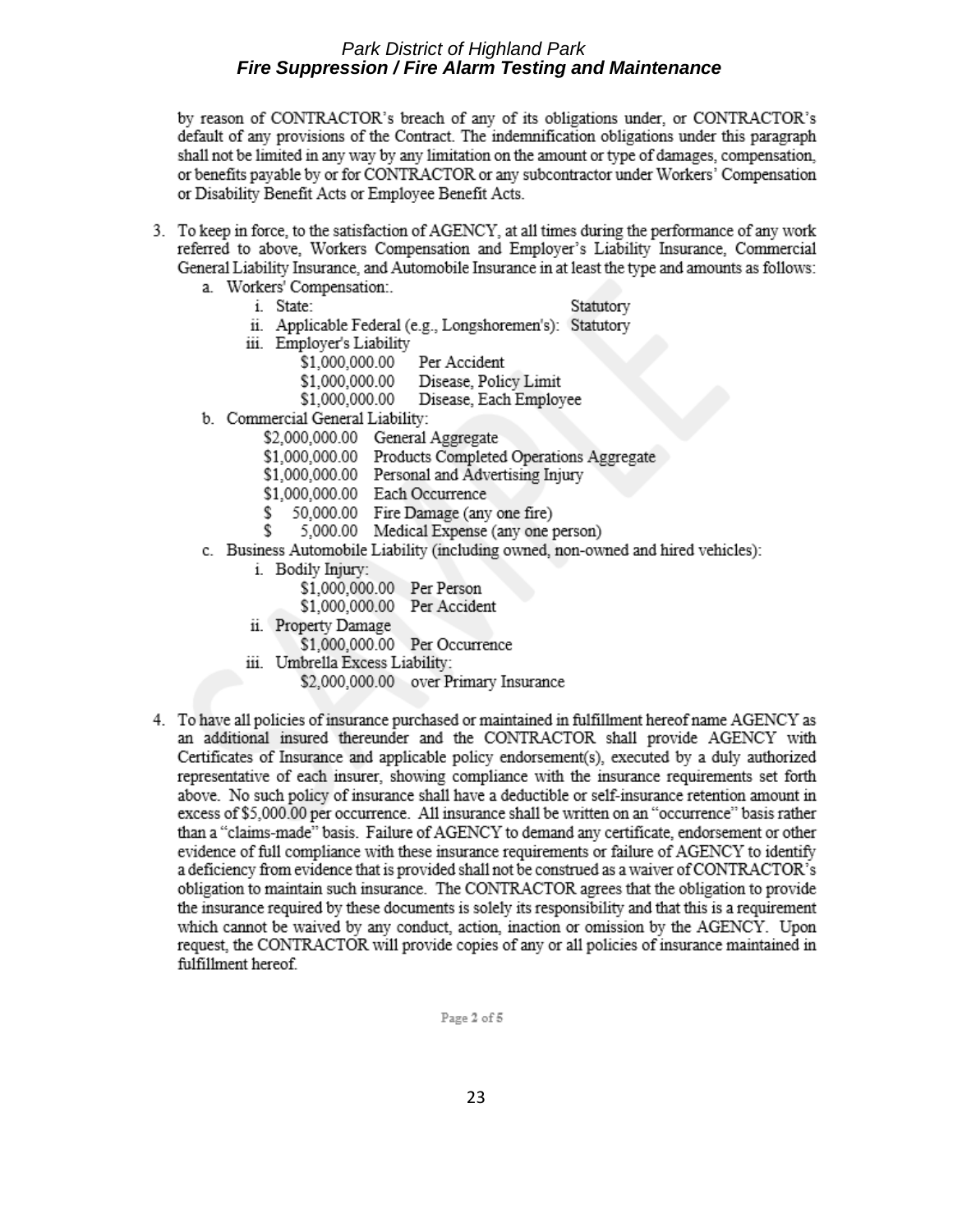by reason of CONTRACTOR's breach of any of its obligations under, or CONTRACTOR's default of any provisions of the Contract. The indemnification obligations under this paragraph shall not be limited in any way by any limitation on the amount or type of damages, compensation, or benefits payable by or for CONTRACTOR or any subcontractor under Workers' Compensation or Disability Benefit Acts or Employee Benefit Acts.

3. To keep in force, to the satisfaction of AGENCY, at all times during the performance of any work referred to above, Workers Compensation and Employer's Liability Insurance, Commercial General Liability Insurance, and Automobile Insurance in at least the type and amounts as follows:
   a. Workers' Compensation:.
      i. State: Statutory
      ii. Applicable Federal (e.g., Longshoremen's): Statutory
      iii. Employer's Liability
         - $1,000,000.00 Per Accident
         - $1,000,000.00 Disease, Policy Limit
         - $1,000,000.00 Disease, Each Employee
   b. Commercial General Liability:
      - $2,000,000.00 General Aggregate
      - $1,000,000.00 Products Completed Operations Aggregate
      - $1,000,000.00 Personal and Advertising Injury
      - $1,000,000.00 Each Occurrence
      - $ 50,000.00 Fire Damage (any one fire)
      - $ 5,000.00 Medical Expense (any one person)
   c. Business Automobile Liability (including owned, non-owned and hired vehicles):
      i. Bodily Injury:
         - $1,000,000.00 Per Person
         - $1,000,000.00 Per Accident
      ii. Property Damage
         - $1,000,000.00 Per Occurrence
      iii. Umbrella Excess Liability:
         - $2,000,000.00 over Primary Insurance

4. To have all policies of insurance purchased or maintained in fulfillment hereof name AGENCY as an additional insured thereunder and the CONTRACTOR shall provide AGENCY with Certificates of Insurance and applicable policy endorsement(s), executed by a duly authorized representative of each insurer, showing compliance with the insurance requirements set forth above. No such policy of insurance shall have a deductible or self-insurance retention amount in excess of $5,000.00 per occurrence. All insurance shall be written on an "occurrence" basis rather than a "claims-made" basis. Failure of AGENCY to demand any certificate, endorsement or other evidence of full compliance with these insurance requirements or failure of AGENCY to identify a deficiency from evidence that is provided shall not be construed as a waiver of CONTRACTOR's obligation to maintain such insurance. The CONTRACTOR agrees that the obligation to provide the insurance required by these documents is solely its responsibility and that this is a requirement which cannot be waived by any conduct, action, inaction or omission by the AGENCY. Upon request, the CONTRACTOR will provide copies of any or all policies of insurance maintained in fulfillment hereof.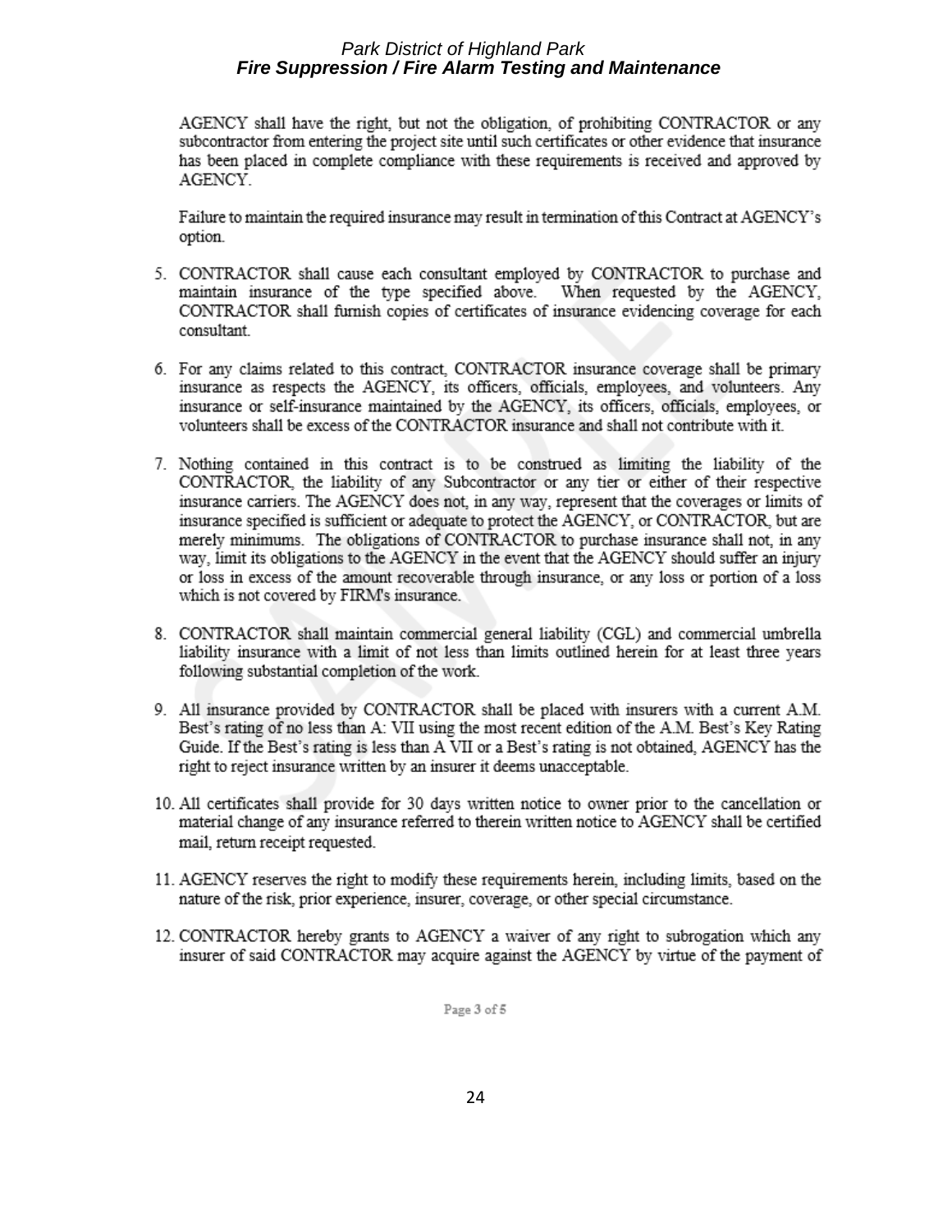AGENCY shall have the right, but not the obligation, of prohibiting CONTRACTOR or any subcontractor from entering the project site until such certificates or other evidence that insurance has been placed in complete compliance with these requirements is received and approved by AGENCY.

Failure to maintain the required insurance may result in termination of this Contract at AGENCY's option.

5. CONTRACTOR shall cause each consultant employed by CONTRACTOR to purchase and maintain insurance of the type specified above. When requested by the AGENCY, CONTRACTOR shall furnish copies of certificates of insurance evidencing coverage for each consultant.

6. For any claims related to this contract, CONTRACTOR insurance coverage shall be primary insurance as respects the AGENCY, its officers, officials, employees, and volunteers. Any insurance or self-insurance maintained by the AGENCY, its officers, officials, employees, or volunteers shall be excess of the CONTRACTOR insurance and shall not contribute with it.

7. Nothing contained in this contract is to be construed as limiting the liability of the CONTRACTOR, the liability of any Subcontractor or any tier or either of their respective insurance carriers. The AGENCY does not, in any way, represent that the coverages or limits of insurance specified is sufficient or adequate to protect the AGENCY, or CONTRACTOR, but are merely minimums. The obligations of CONTRACTOR to purchase insurance shall not, in any way, limit its obligations to the AGENCY in the event that the AGENCY should suffer an injury or loss in excess of the amount recoverable through insurance, or any loss or portion of a loss which is not covered by FIRM's insurance.

8. CONTRACTOR shall maintain commercial general liability (CGL) and commercial umbrella liability insurance with a limit of not less than limits outlined herein for at least three years following substantial completion of the work.

9. All insurance provided by CONTRACTOR shall be placed with insurers with a current A.M. Best's rating of no less than A: VII using the most recent edition of the A.M. Best's Key Rating Guide. If the Best's rating is less than A VII or a Best's rating is not obtained, AGENCY has the right to reject insurance written by an insurer it deems unacceptable.

10. All certificates shall provide for 30 days written notice to owner prior to the cancellation or material change of any insurance referred to therein written notice to AGENCY shall be certified mail, return receipt requested.

11. AGENCY reserves the right to modify these requirements herein, including limits, based on the nature of the risk, prior experience, insurer, coverage, or other special circumstance.

12. CONTRACTOR hereby grants to AGENCY a waiver of any right to subrogation which any insurer of said CONTRACTOR may acquire against the AGENCY by virtue of the payment of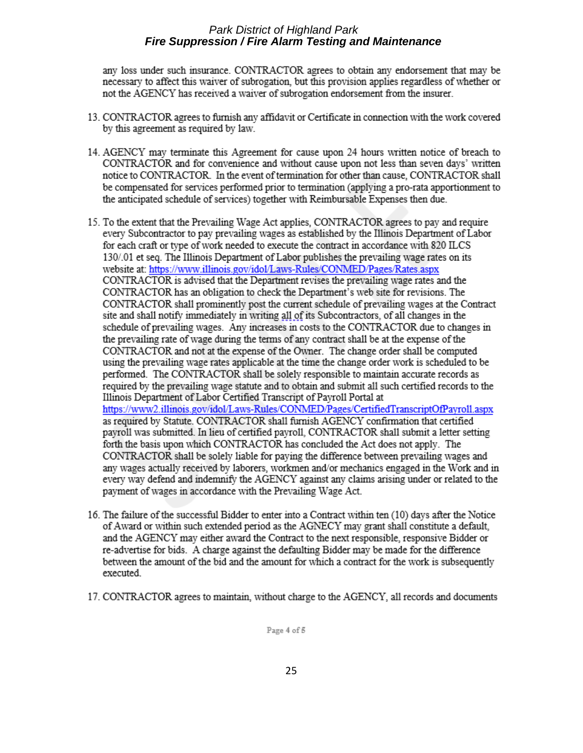any loss under such insurance. CONTRACTOR agrees to obtain any endorsement that may be necessary to affect this waiver of subrogation, but this provision applies regardless of whether or not the AGENCY has received a waiver of subrogation endorsement from the insurer.

13. CONTRACTOR agrees to furnish any affidavit or Certificate in connection with the work covered by this agreement as required by law.

14. AGENCY may terminate this Agreement for cause upon 24 hours written notice of breach to CONTRACTOR and for convenience and without cause upon not less than seven days' written notice to CONTRACTOR. In the event of termination for other than cause, CONTRACTOR shall be compensated for services performed prior to termination (applying a pro-rata apportionment to the anticipated schedule of services) together with Reimbursable Expenses then due.

15. To the extent that the Prevailing Wage Act applies, CONTRACTOR agrees to pay and require every Subcontractor to pay prevailing wages as established by the Illinois Department of Labor for each craft or type of work needed to execute the contract in accordance with 820 ILCS 130/.01 et seq. The Illinois Department of Labor publishes the prevailing wage rates on its website at: https://www.illinois.gov/idol/Laws-Rules/CONMED/Pages/Rates.aspx CONTRACTOR is advised that the Department revises the prevailing wage rates and the CONTRACTOR has an obligation to check the Department's web site for revisions. The CONTRACTOR shall prominently post the current schedule of prevailing wages at the Contract site and shall notify immediately in writing all of its Subcontractors, of all changes in the schedule of prevailing wages. Any increases in costs to the CONTRACTOR due to changes in the prevailing rate of wage during the terms of any contract shall be at the expense of the CONTRACTOR and not at the expense of the Owner. The change order shall be computed using the prevailing wage rates applicable at the time the change order work is scheduled to be performed. The CONTRACTOR shall be solely responsible to maintain accurate records as required by the prevailing wage statute and to obtain and submit all such certified records to the Illinois Department of Labor Certified Transcript of Payroll Portal at https://www2.illinois.gov/idol/Laws-Rules/CONMED/Pages/CertifiedTranscriptOfPayroll.aspx as required by Statute. CONTRACTOR shall furnish AGENCY confirmation that certified payroll was submitted. In lieu of certified payroll, CONTRACTOR shall submit a letter setting forth the basis upon which CONTRACTOR has concluded the Act does not apply. The CONTRACTOR shall be solely liable for paying the difference between prevailing wages and any wages actually received by laborers, workmen and/or mechanics engaged in the Work and in every way defend and indemnify the AGENCY against any claims arising under or related to the payment of wages in accordance with the Prevailing Wage Act.

16. The failure of the successful Bidder to enter into a Contract within ten (10) days after the Notice of Award or within such extended period as the AGNECY may grant shall constitute a default, and the AGENCY may either award the Contract to the next responsible, responsive Bidder or re-advertise for bids. A charge against the defaulting Bidder may be made for the difference between the amount of the bid and the amount for which a contract for the work is subsequently executed.

17. CONTRACTOR agrees to maintain, without charge to the AGENCY, all records and documents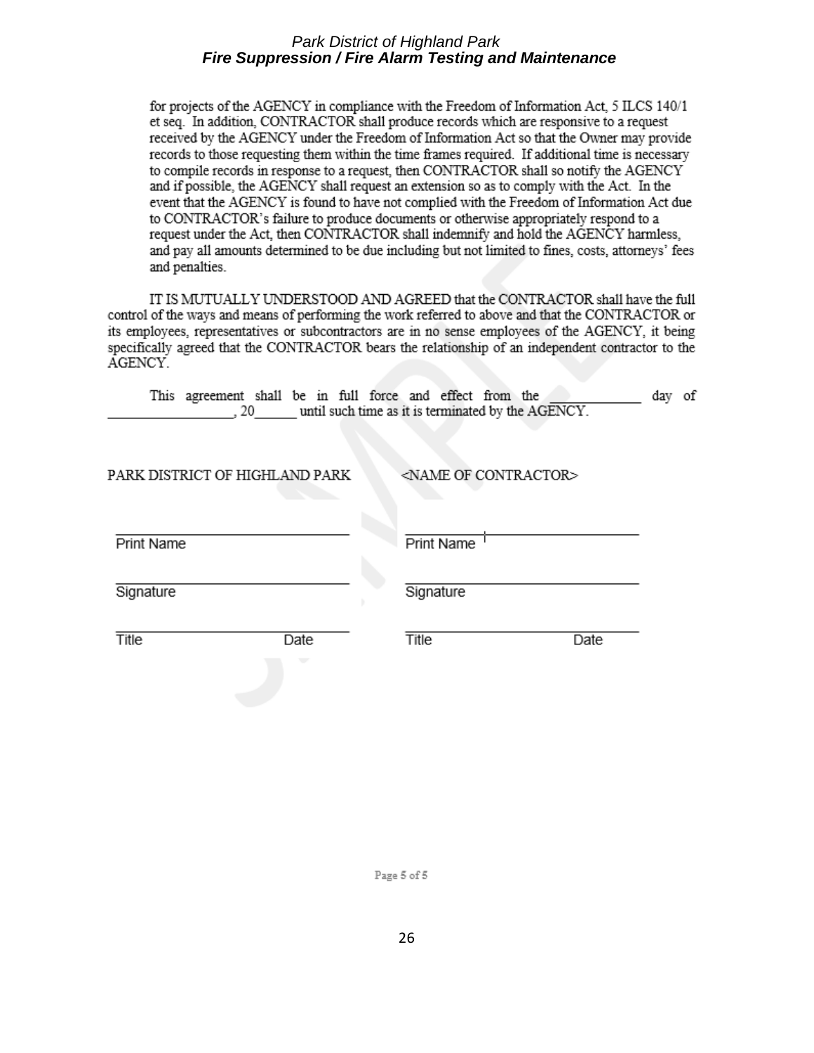for projects of the AGENCY in compliance with the Freedom of Information Act, 5 ILCS 140/1 et seq. In addition, CONTRACTOR shall produce records which are responsive to a request received by the AGENCY under the Freedom of Information Act so that the Owner may provide records to those requesting them within the time frames required. If additional time is necessary to compile records in response to a request, then CONTRACTOR shall so notify the AGENCY and if possible, the AGENCY shall request an extension so as to comply with the Act. In the event that the AGENCY is found to have not complied with the Freedom of Information Act due to CONTRACTOR's failure to produce documents or otherwise appropriately respond to a request under the Act, then CONTRACTOR shall indemnify and hold the AGENCY harmless, and pay all amounts determined to be due including but not limited to fines, costs, attorneys' fees and penalties.

IT IS MUTUALLY UNDERSTOOD AND AGREED that the CONTRACTOR shall have the full control of the ways and means of performing the work referred to above and that the CONTRACTOR or its employees, representatives or subcontractors are in no sense employees of the AGENCY, it being specifically agreed that the CONTRACTOR bears the relationship of an independent contractor to the AGENCY.

This agreement shall be in full force and effect from the ____________ day of ________________, 20______ until such time as it is terminated by the AGENCY.

| PARK DISTRICT OF HIGHLAND PARK | | <NAME OF CONTRACTOR> | |
|---|---|---|---|
| Print Name | | Print Name | |
| Signature | | Signature | |
| Title | Date | Title | Date |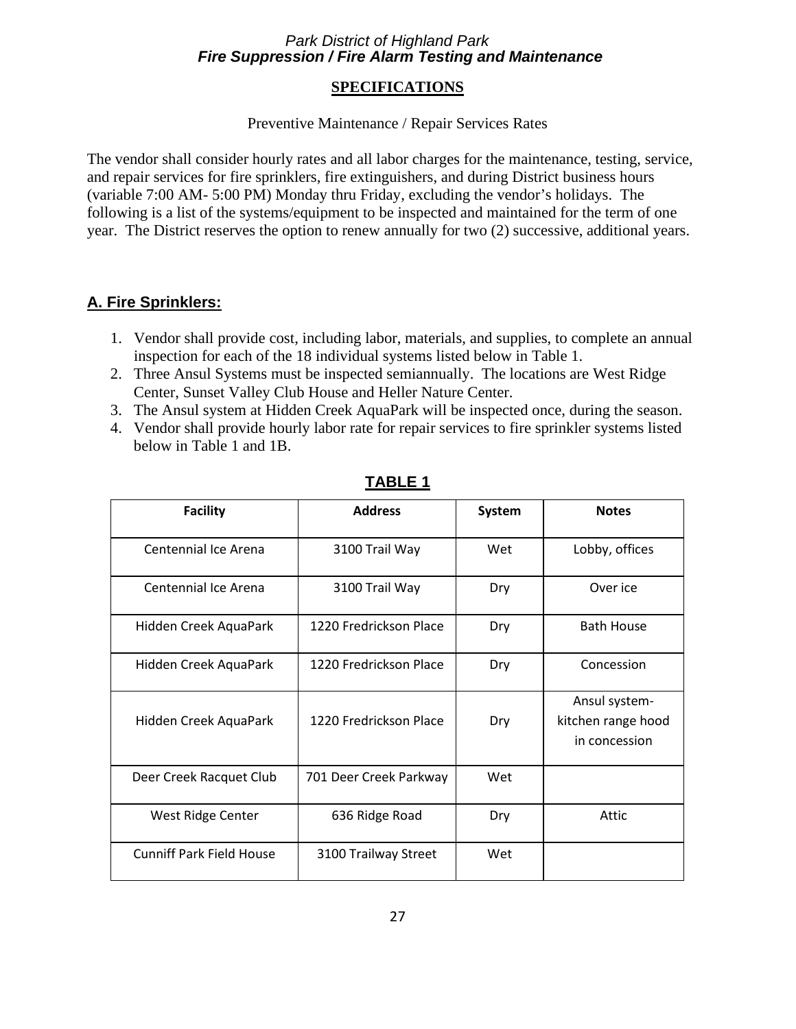*Park District of Highland Park*
***Fire Suppression / Fire Alarm Testing and Maintenance***

## SPECIFICATIONS

Preventive Maintenance / Repair Services Rates

The vendor shall consider hourly rates and all labor charges for the maintenance, testing, service, and repair services for fire sprinklers, fire extinguishers, and during District business hours (variable 7:00 AM- 5:00 PM) Monday thru Friday, excluding the vendor's holidays. The following is a list of the systems/equipment to be inspected and maintained for the term of one year. The District reserves the option to renew annually for two (2) successive, additional years.

### A. Fire Sprinklers:

1. Vendor shall provide cost, including labor, materials, and supplies, to complete an annual inspection for each of the 18 individual systems listed below in Table 1.
2. Three Ansul Systems must be inspected semiannually. The locations are West Ridge Center, Sunset Valley Club House and Heller Nature Center.
3. The Ansul system at Hidden Creek AquaPark will be inspected once, during the season.
4. Vendor shall provide hourly labor rate for repair services to fire sprinkler systems listed below in Table 1 and 1B.

**TABLE 1**

| Facility | Address | System | Notes |
|---|---|---|---|
| Centennial Ice Arena | 3100 Trail Way | Wet | Lobby, offices |
| Centennial Ice Arena | 3100 Trail Way | Dry | Over ice |
| Hidden Creek AquaPark | 1220 Fredrickson Place | Dry | Bath House |
| Hidden Creek AquaPark | 1220 Fredrickson Place | Dry | Concession |
| Hidden Creek AquaPark | 1220 Fredrickson Place | Dry | Ansul system- kitchen range hood in concession |
| Deer Creek Racquet Club | 701 Deer Creek Parkway | Wet | |
| West Ridge Center | 636 Ridge Road | Dry | Attic |
| Cunniff Park Field House | 3100 Trailway Street | Wet | |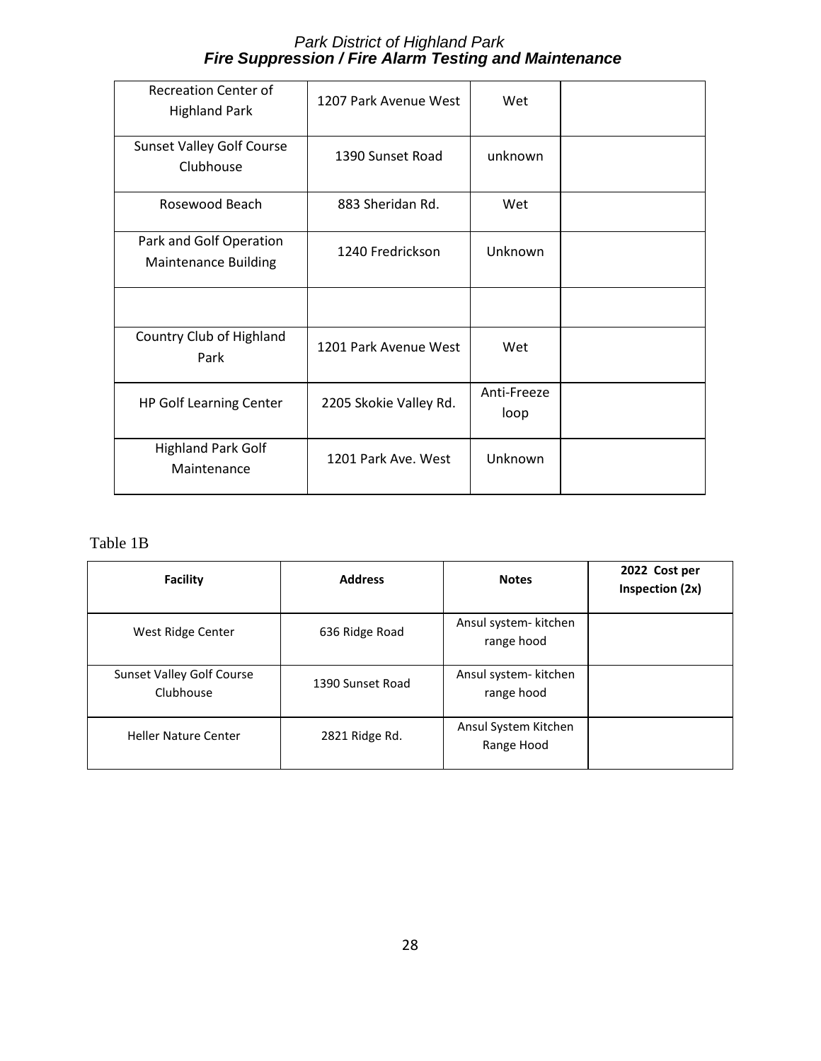| | | | |
|---|---|---|---|
| Recreation Center of Highland Park | 1207 Park Avenue West | Wet | |
| Sunset Valley Golf Course Clubhouse | 1390 Sunset Road | unknown | |
| Rosewood Beach | 883 Sheridan Rd. | Wet | |
| Park and Golf Operation Maintenance Building | 1240 Fredrickson | Unknown | |
| | | | |
| Country Club of Highland Park | 1201 Park Avenue West | Wet | |
| HP Golf Learning Center | 2205 Skokie Valley Rd. | Anti-Freeze loop | |
| Highland Park Golf Maintenance | 1201 Park Ave. West | Unknown | |

Table 1B

| Facility | Address | Notes | 2022 Cost per Inspection (2x) |
|---|---|---|---|
| West Ridge Center | 636 Ridge Road | Ansul system- kitchen range hood | |
| Sunset Valley Golf Course Clubhouse | 1390 Sunset Road | Ansul system- kitchen range hood | |
| Heller Nature Center | 2821 Ridge Rd. | Ansul System Kitchen Range Hood | |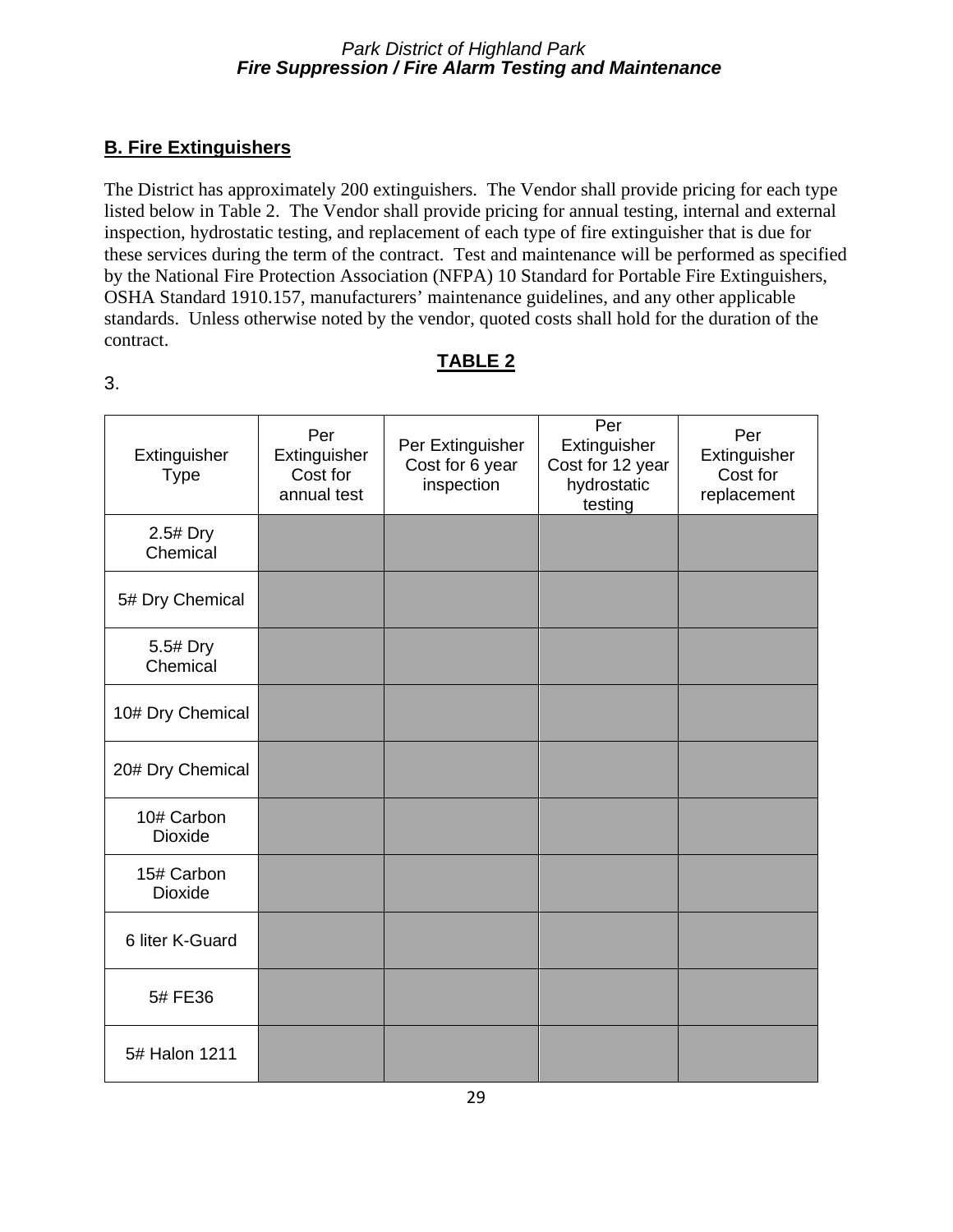## B. Fire Extinguishers

The District has approximately 200 extinguishers. The Vendor shall provide pricing for each type listed below in Table 2. The Vendor shall provide pricing for annual testing, internal and external inspection, hydrostatic testing, and replacement of each type of fire extinguisher that is due for these services during the term of the contract. Test and maintenance will be performed as specified by the National Fire Protection Association (NFPA) 10 Standard for Portable Fire Extinguishers, OSHA Standard 1910.157, manufacturers' maintenance guidelines, and any other applicable standards. Unless otherwise noted by the vendor, quoted costs shall hold for the duration of the contract.

**TABLE 2**

3.

| Extinguisher Type | Per Extinguisher Cost for annual test | Per Extinguisher Cost for 6 year inspection | Per Extinguisher Cost for 12 year hydrostatic testing | Per Extinguisher Cost for replacement |
|---|---|---|---|---|
| 2.5# Dry Chemical | | | | |
| 5# Dry Chemical | | | | |
| 5.5# Dry Chemical | | | | |
| 10# Dry Chemical | | | | |
| 20# Dry Chemical | | | | |
| 10# Carbon Dioxide | | | | |
| 15# Carbon Dioxide | | | | |
| 6 liter K-Guard | | | | |
| 5# FE36 | | | | |
| 5# Halon 1211 | | | | |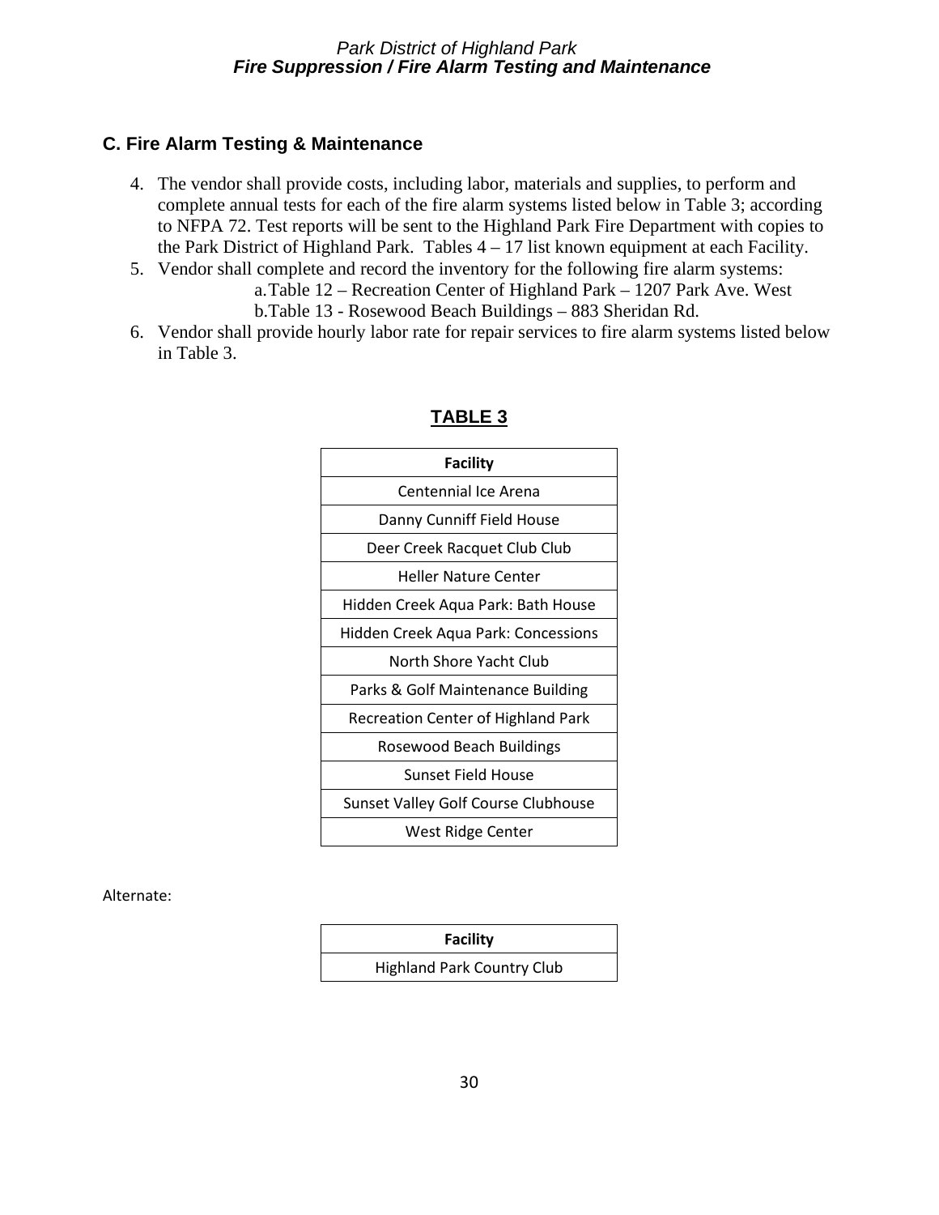## C. Fire Alarm Testing & Maintenance

4. The vendor shall provide costs, including labor, materials and supplies, to perform and complete annual tests for each of the fire alarm systems listed below in Table 3; according to NFPA 72. Test reports will be sent to the Highland Park Fire Department with copies to the Park District of Highland Park. Tables 4 – 17 list known equipment at each Facility.
5. Vendor shall complete and record the inventory for the following fire alarm systems:
   a. Table 12 – Recreation Center of Highland Park – 1207 Park Ave. West
   b. Table 13 - Rosewood Beach Buildings – 883 Sheridan Rd.
6. Vendor shall provide hourly labor rate for repair services to fire alarm systems listed below in Table 3.

**TABLE 3**

| Facility |
| --- |
| Centennial Ice Arena |
| Danny Cunniff Field House |
| Deer Creek Racquet Club Club |
| Heller Nature Center |
| Hidden Creek Aqua Park: Bath House |
| Hidden Creek Aqua Park: Concessions |
| North Shore Yacht Club |
| Parks & Golf Maintenance Building |
| Recreation Center of Highland Park |
| Rosewood Beach Buildings |
| Sunset Field House |
| Sunset Valley Golf Course Clubhouse |
| West Ridge Center |

Alternate:

| Facility |
| --- |
| Highland Park Country Club |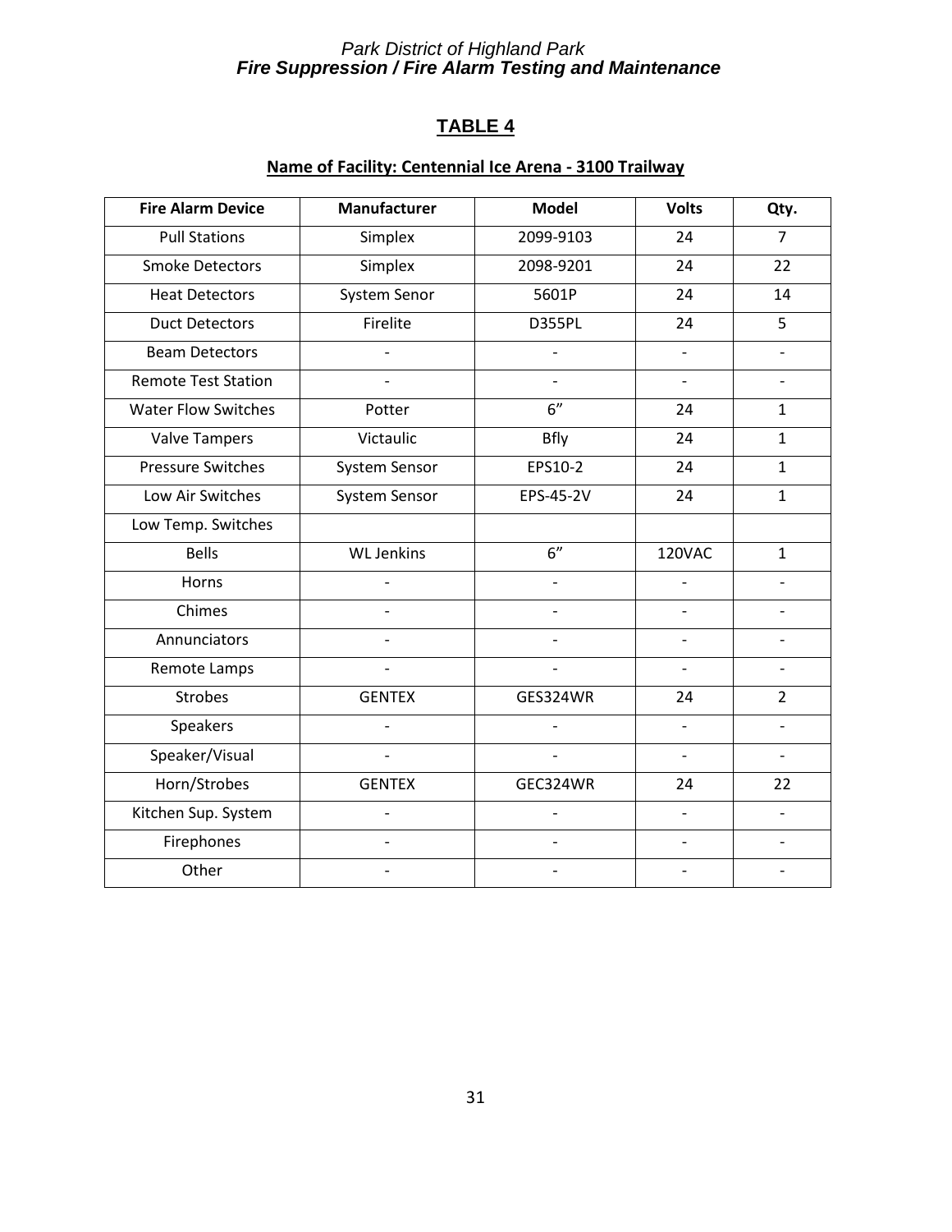## TABLE 4

**Name of Facility: Centennial Ice Arena - 3100 Trailway**

| Fire Alarm Device | Manufacturer | Model | Volts | Qty. |
|---|---|---|---|---|
| Pull Stations | Simplex | 2099-9103 | 24 | 7 |
| Smoke Detectors | Simplex | 2098-9201 | 24 | 22 |
| Heat Detectors | System Senor | 5601P | 24 | 14 |
| Duct Detectors | Firelite | D355PL | 24 | 5 |
| Beam Detectors | - | - | - | - |
| Remote Test Station | - | - | - | - |
| Water Flow Switches | Potter | 6" | 24 | 1 |
| Valve Tampers | Victaulic | Bfly | 24 | 1 |
| Pressure Switches | System Sensor | EPS10-2 | 24 | 1 |
| Low Air Switches | System Sensor | EPS-45-2V | 24 | 1 |
| Low Temp. Switches | | | | |
| Bells | WL Jenkins | 6" | 120VAC | 1 |
| Horns | - | - | - | - |
| Chimes | - | - | - | - |
| Annunciators | - | - | - | - |
| Remote Lamps | - | - | - | - |
| Strobes | GENTEX | GES324WR | 24 | 2 |
| Speakers | - | - | - | - |
| Speaker/Visual | - | - | - | - |
| Horn/Strobes | GENTEX | GEC324WR | 24 | 22 |
| Kitchen Sup. System | - | - | - | - |
| Firephones | - | - | - | - |
| Other | - | - | - | - |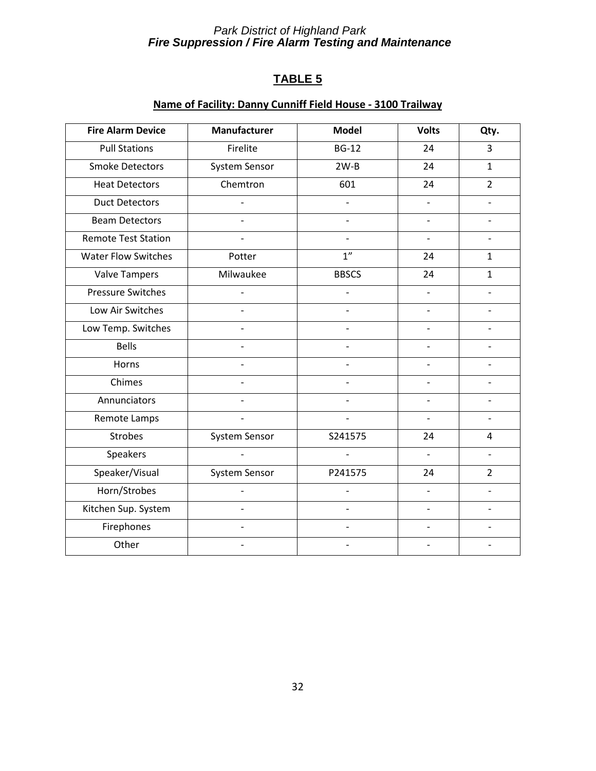## TABLE 5

**Name of Facility: Danny Cunniff Field House - 3100 Trailway**

| Fire Alarm Device | Manufacturer | Model | Volts | Qty. |
|---|---|---|---|---|
| Pull Stations | Firelite | BG-12 | 24 | 3 |
| Smoke Detectors | System Sensor | 2W-B | 24 | 1 |
| Heat Detectors | Chemtron | 601 | 24 | 2 |
| Duct Detectors | - | - | - | - |
| Beam Detectors | - | - | - | - |
| Remote Test Station | - | - | - | - |
| Water Flow Switches | Potter | 1" | 24 | 1 |
| Valve Tampers | Milwaukee | BBSCS | 24 | 1 |
| Pressure Switches | - | - | - | - |
| Low Air Switches | - | - | - | - |
| Low Temp. Switches | - | - | - | - |
| Bells | - | - | - | - |
| Horns | - | - | - | - |
| Chimes | - | - | - | - |
| Annunciators | - | - | - | - |
| Remote Lamps | - | - | - | - |
| Strobes | System Sensor | S241575 | 24 | 4 |
| Speakers | - | - | - | - |
| Speaker/Visual | System Sensor | P241575 | 24 | 2 |
| Horn/Strobes | - | - | - | - |
| Kitchen Sup. System | - | - | - | - |
| Firephones | - | - | - | - |
| Other | - | - | - | - |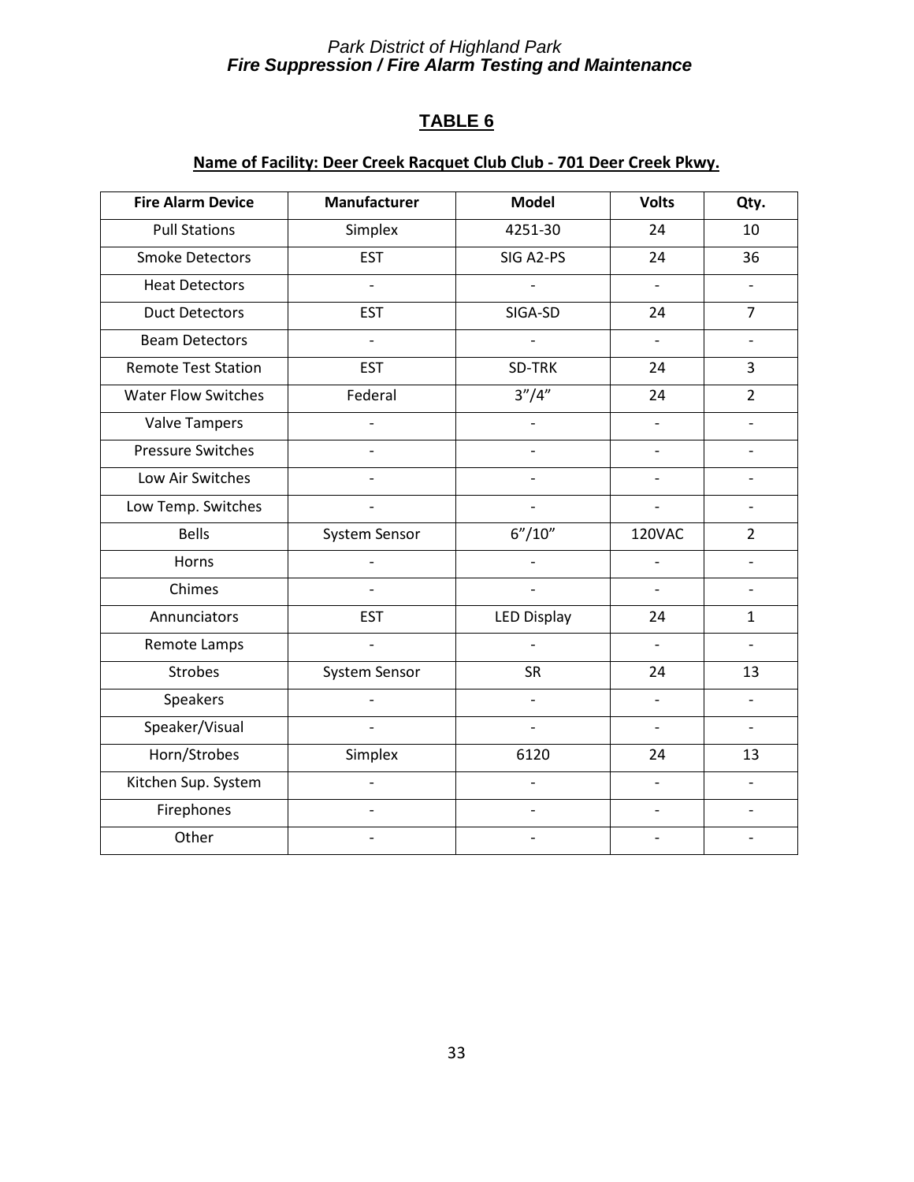# TABLE 6

**Name of Facility: Deer Creek Racquet Club Club - 701 Deer Creek Pkwy.**

| Fire Alarm Device | Manufacturer | Model | Volts | Qty. |
|---|---|---|---|---|
| Pull Stations | Simplex | 4251-30 | 24 | 10 |
| Smoke Detectors | EST | SIG A2-PS | 24 | 36 |
| Heat Detectors | - | - | - | - |
| Duct Detectors | EST | SIGA-SD | 24 | 7 |
| Beam Detectors | - | - | - | - |
| Remote Test Station | EST | SD-TRK | 24 | 3 |
| Water Flow Switches | Federal | 3"/4" | 24 | 2 |
| Valve Tampers | - | - | - | - |
| Pressure Switches | - | - | - | - |
| Low Air Switches | - | - | - | - |
| Low Temp. Switches | - | - | - | - |
| Bells | System Sensor | 6"/10" | 120VAC | 2 |
| Horns | - | - | - | - |
| Chimes | - | - | - | - |
| Annunciators | EST | LED Display | 24 | 1 |
| Remote Lamps | - | - | - | - |
| Strobes | System Sensor | SR | 24 | 13 |
| Speakers | - | - | - | - |
| Speaker/Visual | - | - | - | - |
| Horn/Strobes | Simplex | 6120 | 24 | 13 |
| Kitchen Sup. System | - | - | - | - |
| Firephones | - | - | - | - |
| Other | - | - | - | - |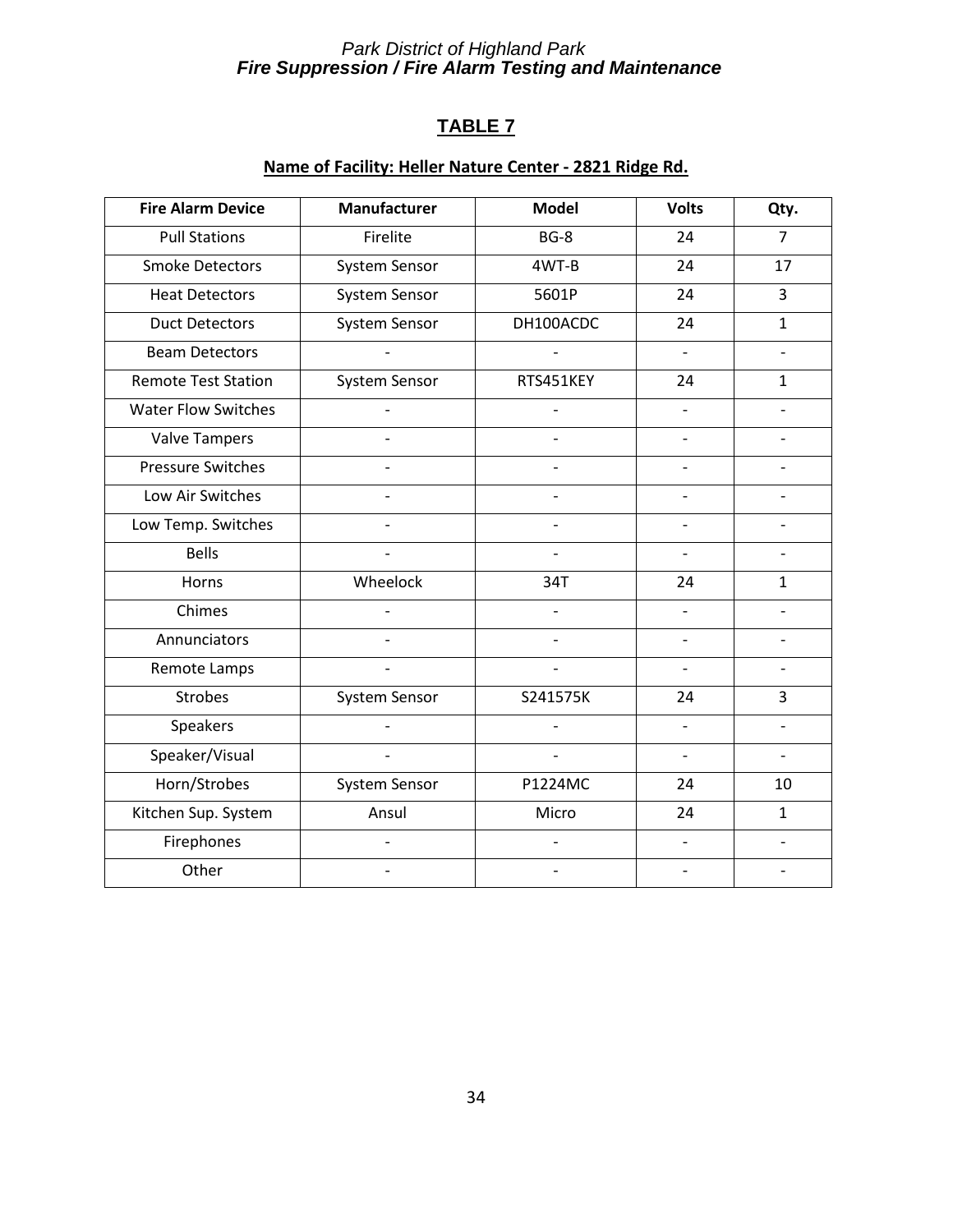## TABLE 7

**Name of Facility: Heller Nature Center - 2821 Ridge Rd.**

| Fire Alarm Device | Manufacturer | Model | Volts | Qty. |
|---|---|---|---|---|
| Pull Stations | Firelite | BG-8 | 24 | 7 |
| Smoke Detectors | System Sensor | 4WT-B | 24 | 17 |
| Heat Detectors | System Sensor | 5601P | 24 | 3 |
| Duct Detectors | System Sensor | DH100ACDC | 24 | 1 |
| Beam Detectors | - | - | - | - |
| Remote Test Station | System Sensor | RTS451KEY | 24 | 1 |
| Water Flow Switches | - | - | - | - |
| Valve Tampers | - | - | - | - |
| Pressure Switches | - | - | - | - |
| Low Air Switches | - | - | - | - |
| Low Temp. Switches | - | - | - | - |
| Bells | - | - | - | - |
| Horns | Wheelock | 34T | 24 | 1 |
| Chimes | - | - | - | - |
| Annunciators | - | - | - | - |
| Remote Lamps | - | - | - | - |
| Strobes | System Sensor | S241575K | 24 | 3 |
| Speakers | - | - | - | - |
| Speaker/Visual | - | - | - | - |
| Horn/Strobes | System Sensor | P1224MC | 24 | 10 |
| Kitchen Sup. System | Ansul | Micro | 24 | 1 |
| Firephones | - | - | - | - |
| Other | - | - | - | - |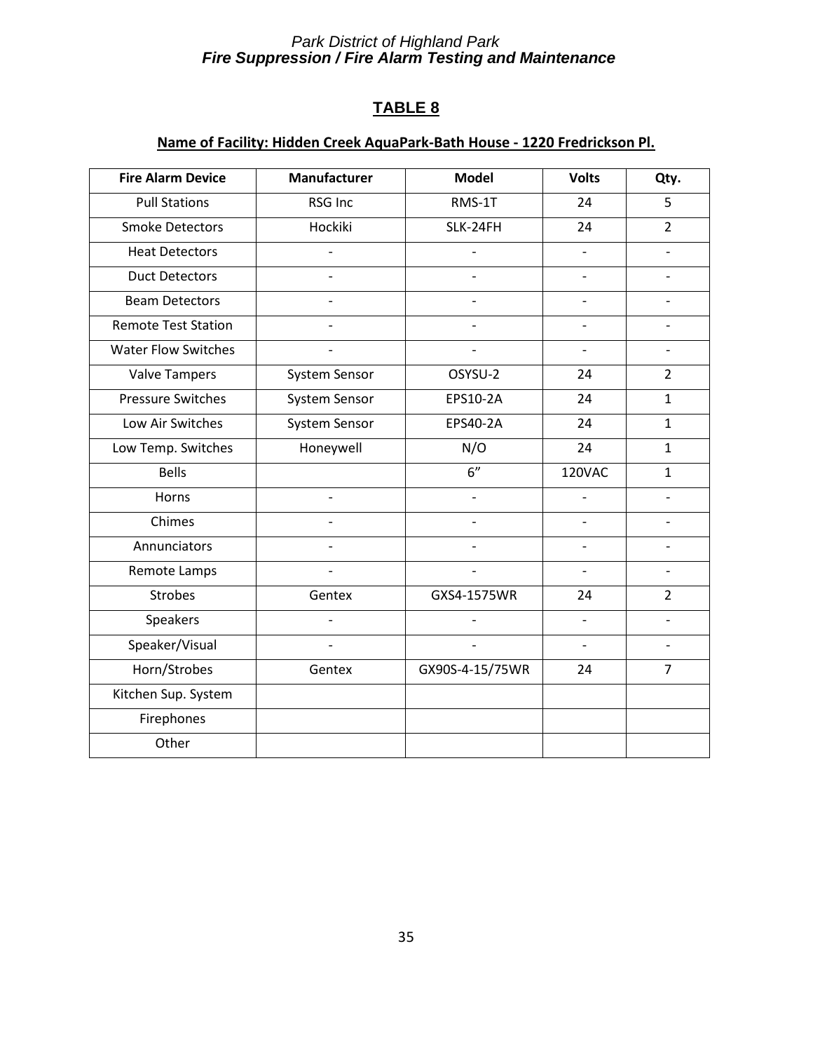# TABLE 8

**Name of Facility: Hidden Creek AquaPark-Bath House - 1220 Fredrickson Pl.**

| Fire Alarm Device | Manufacturer | Model | Volts | Qty. |
|---|---|---|---|---|
| Pull Stations | RSG Inc | RMS-1T | 24 | 5 |
| Smoke Detectors | Hockiki | SLK-24FH | 24 | 2 |
| Heat Detectors | - | - | - | - |
| Duct Detectors | - | - | - | - |
| Beam Detectors | - | - | - | - |
| Remote Test Station | - | - | - | - |
| Water Flow Switches | - | - | - | - |
| Valve Tampers | System Sensor | OSYSU-2 | 24 | 2 |
| Pressure Switches | System Sensor | EPS10-2A | 24 | 1 |
| Low Air Switches | System Sensor | EPS40-2A | 24 | 1 |
| Low Temp. Switches | Honeywell | N/O | 24 | 1 |
| Bells | | 6” | 120VAC | 1 |
| Horns | - | - | - | - |
| Chimes | - | - | - | - |
| Annunciators | - | - | - | - |
| Remote Lamps | - | - | - | - |
| Strobes | Gentex | GXS4-1575WR | 24 | 2 |
| Speakers | - | - | - | - |
| Speaker/Visual | - | - | - | - |
| Horn/Strobes | Gentex | GX90S-4-15/75WR | 24 | 7 |
| Kitchen Sup. System | | | | |
| Firephones | | | | |
| Other | | | | |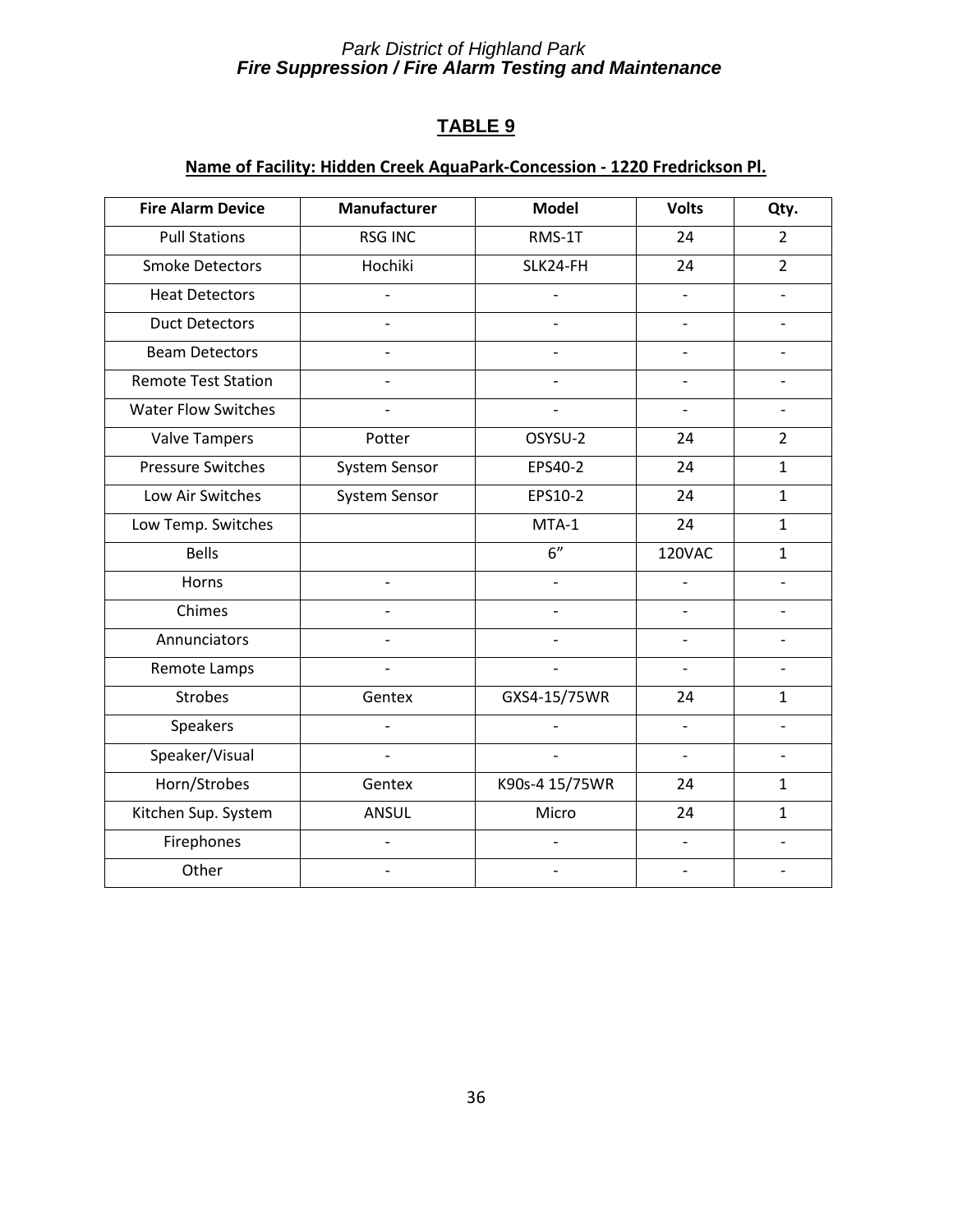## TABLE 9

**Name of Facility: Hidden Creek AquaPark-Concession - 1220 Fredrickson Pl.**

| Fire Alarm Device | Manufacturer | Model | Volts | Qty. |
|---|---|---|---|---|
| Pull Stations | RSG INC | RMS-1T | 24 | 2 |
| Smoke Detectors | Hochiki | SLK24-FH | 24 | 2 |
| Heat Detectors | - | - | - | - |
| Duct Detectors | - | - | - | - |
| Beam Detectors | - | - | - | - |
| Remote Test Station | - | - | - | - |
| Water Flow Switches | - | - | - | - |
| Valve Tampers | Potter | OSYSU-2 | 24 | 2 |
| Pressure Switches | System Sensor | EPS40-2 | 24 | 1 |
| Low Air Switches | System Sensor | EPS10-2 | 24 | 1 |
| Low Temp. Switches | | MTA-1 | 24 | 1 |
| Bells | | 6” | 120VAC | 1 |
| Horns | - | - | - | - |
| Chimes | - | - | - | - |
| Annunciators | - | - | - | - |
| Remote Lamps | - | - | - | - |
| Strobes | Gentex | GXS4-15/75WR | 24 | 1 |
| Speakers | - | - | - | - |
| Speaker/Visual | - | - | - | - |
| Horn/Strobes | Gentex | K90s-4 15/75WR | 24 | 1 |
| Kitchen Sup. System | ANSUL | Micro | 24 | 1 |
| Firephones | - | - | - | - |
| Other | - | - | - | - |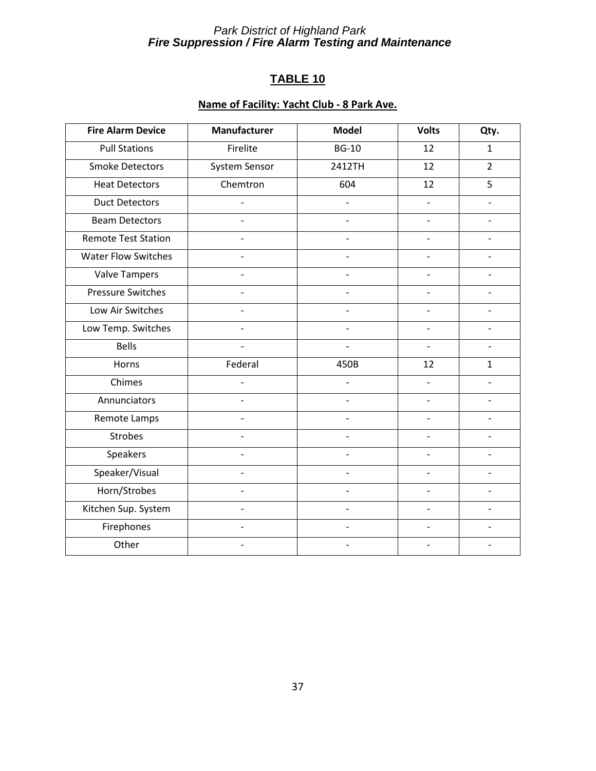## TABLE 10

**Name of Facility: Yacht Club - 8 Park Ave.**

| Fire Alarm Device | Manufacturer | Model | Volts | Qty. |
|---|---|---|---|---|
| Pull Stations | Firelite | BG-10 | 12 | 1 |
| Smoke Detectors | System Sensor | 2412TH | 12 | 2 |
| Heat Detectors | Chemtron | 604 | 12 | 5 |
| Duct Detectors | - | - | - | - |
| Beam Detectors | - | - | - | - |
| Remote Test Station | - | - | - | - |
| Water Flow Switches | - | - | - | - |
| Valve Tampers | - | - | - | - |
| Pressure Switches | - | - | - | - |
| Low Air Switches | - | - | - | - |
| Low Temp. Switches | - | - | - | - |
| Bells | - | - | - | - |
| Horns | Federal | 450B | 12 | 1 |
| Chimes | - | - | - | - |
| Annunciators | - | - | - | - |
| Remote Lamps | - | - | - | - |
| Strobes | - | - | - | - |
| Speakers | - | - | - | - |
| Speaker/Visual | - | - | - | - |
| Horn/Strobes | - | - | - | - |
| Kitchen Sup. System | - | - | - | - |
| Firephones | - | - | - | - |
| Other | - | - | - | - |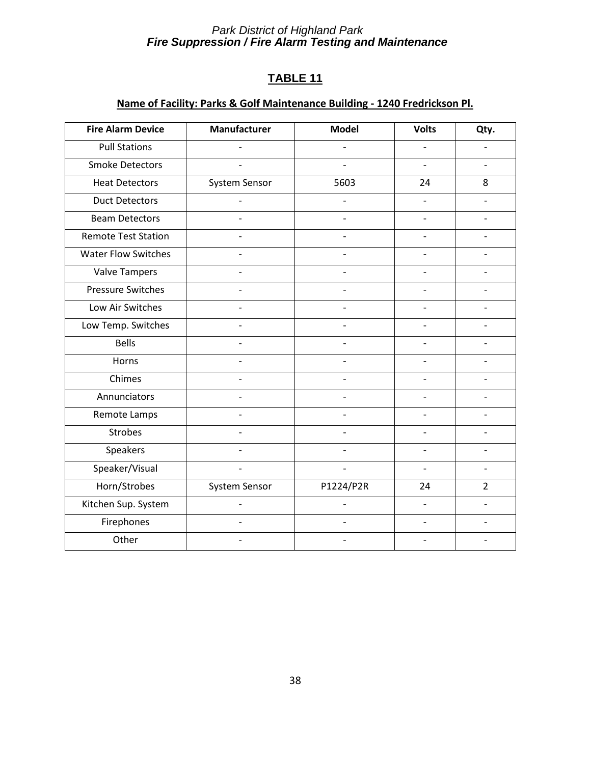## TABLE 11

**Name of Facility: Parks & Golf Maintenance Building - 1240 Fredrickson Pl.**

| Fire Alarm Device | Manufacturer | Model | Volts | Qty. |
|---|---|---|---|---|
| Pull Stations | - | - | - | - |
| Smoke Detectors | - | - | - | - |
| Heat Detectors | System Sensor | 5603 | 24 | 8 |
| Duct Detectors | - | - | - | - |
| Beam Detectors | - | - | - | - |
| Remote Test Station | - | - | - | - |
| Water Flow Switches | - | - | - | - |
| Valve Tampers | - | - | - | - |
| Pressure Switches | - | - | - | - |
| Low Air Switches | - | - | - | - |
| Low Temp. Switches | - | - | - | - |
| Bells | - | - | - | - |
| Horns | - | - | - | - |
| Chimes | - | - | - | - |
| Annunciators | - | - | - | - |
| Remote Lamps | - | - | - | - |
| Strobes | - | - | - | - |
| Speakers | - | - | - | - |
| Speaker/Visual | - | - | - | - |
| Horn/Strobes | System Sensor | P1224/P2R | 24 | 2 |
| Kitchen Sup. System | - | - | - | - |
| Firephones | - | - | - | - |
| Other | - | - | - | - |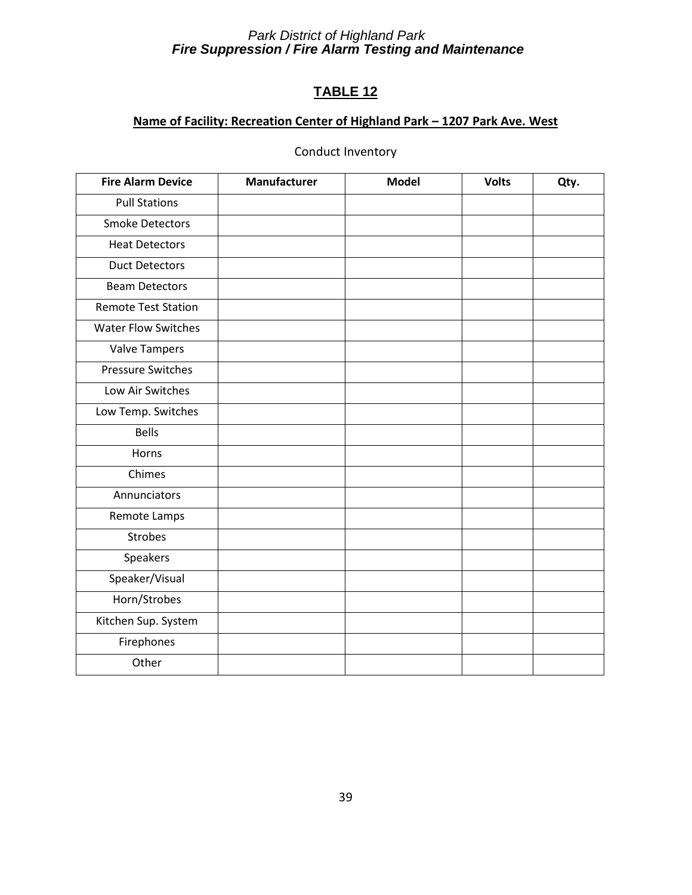# TABLE 12

**Name of Facility: Recreation Center of Highland Park – 1207 Park Ave. West**

Conduct Inventory

| Fire Alarm Device | Manufacturer | Model | Volts | Qty. |
|---|---|---|---|---|
| Pull Stations | | | | |
| Smoke Detectors | | | | |
| Heat Detectors | | | | |
| Duct Detectors | | | | |
| Beam Detectors | | | | |
| Remote Test Station | | | | |
| Water Flow Switches | | | | |
| Valve Tampers | | | | |
| Pressure Switches | | | | |
| Low Air Switches | | | | |
| Low Temp. Switches | | | | |
| Bells | | | | |
| Horns | | | | |
| Chimes | | | | |
| Annunciators | | | | |
| Remote Lamps | | | | |
| Strobes | | | | |
| Speakers | | | | |
| Speaker/Visual | | | | |
| Horn/Strobes | | | | |
| Kitchen Sup. System | | | | |
| Firephones | | | | |
| Other | | | | |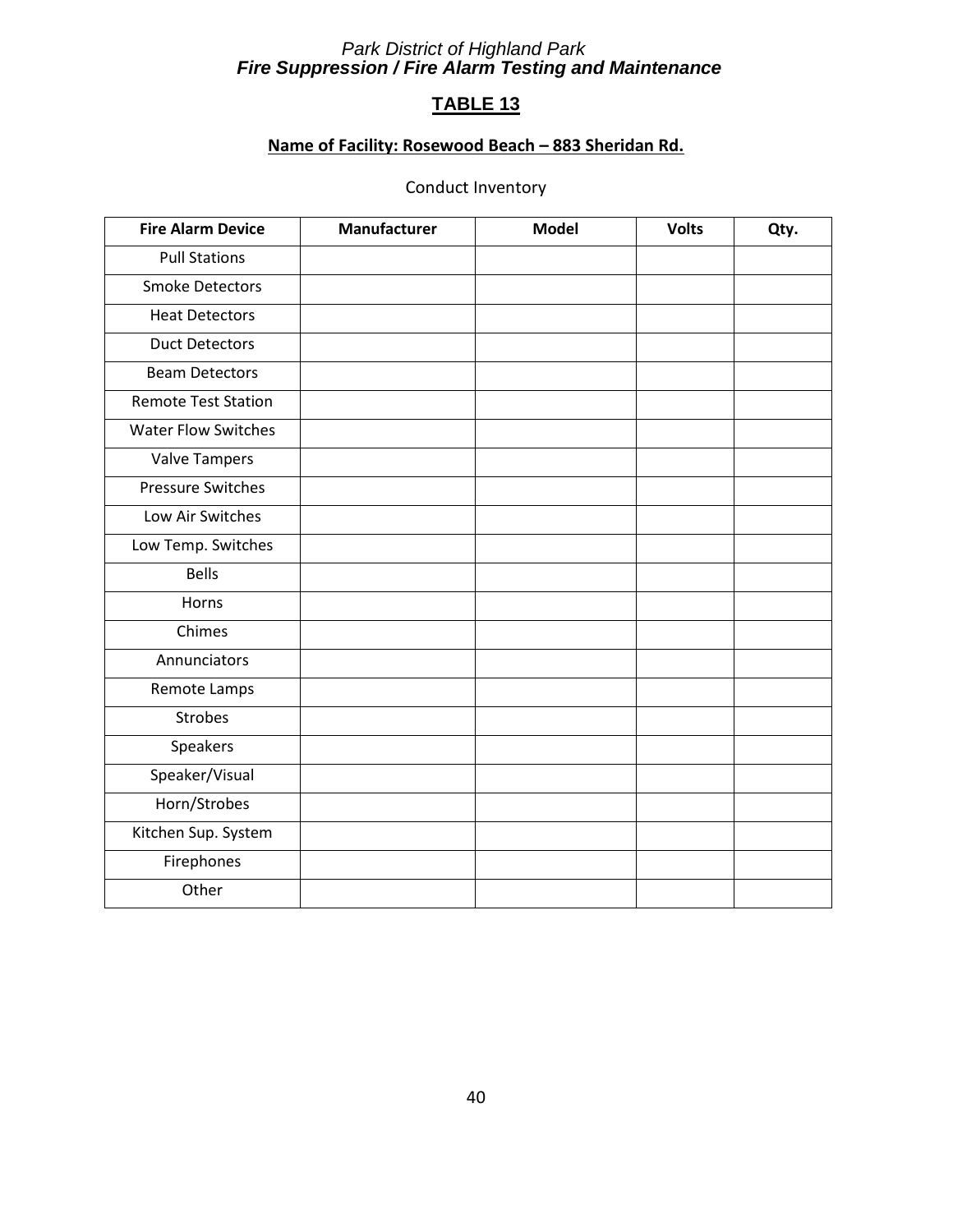*Park District of Highland Park*
***Fire Suppression / Fire Alarm Testing and Maintenance***

## TABLE 13

**Name of Facility: Rosewood Beach – 883 Sheridan Rd.**

Conduct Inventory

| Fire Alarm Device | Manufacturer | Model | Volts | Qty. |
|---|---|---|---|---|
| Pull Stations | | | | |
| Smoke Detectors | | | | |
| Heat Detectors | | | | |
| Duct Detectors | | | | |
| Beam Detectors | | | | |
| Remote Test Station | | | | |
| Water Flow Switches | | | | |
| Valve Tampers | | | | |
| Pressure Switches | | | | |
| Low Air Switches | | | | |
| Low Temp. Switches | | | | |
| Bells | | | | |
| Horns | | | | |
| Chimes | | | | |
| Annunciators | | | | |
| Remote Lamps | | | | |
| Strobes | | | | |
| Speakers | | | | |
| Speaker/Visual | | | | |
| Horn/Strobes | | | | |
| Kitchen Sup. System | | | | |
| Firephones | | | | |
| Other | | | | |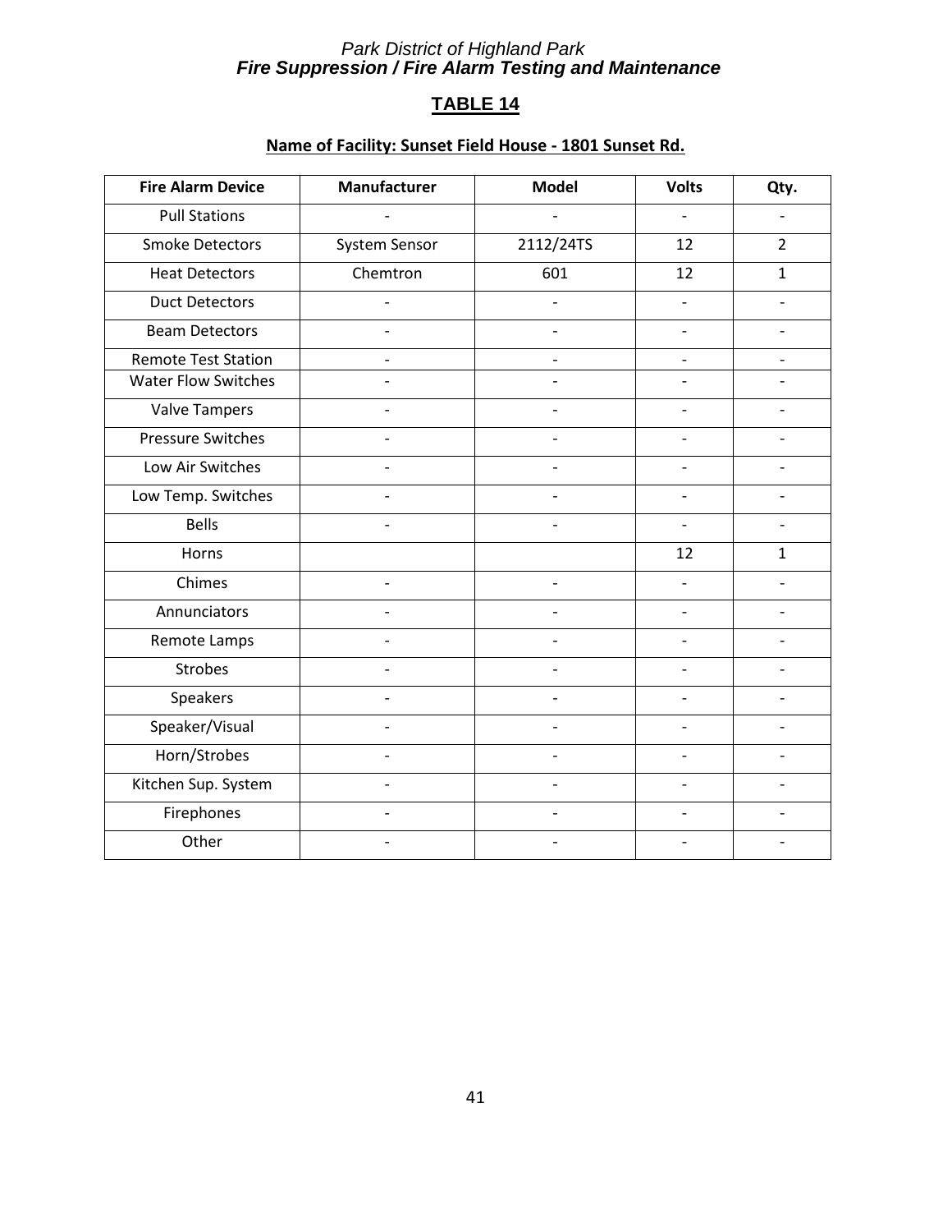Park District of Highland Park
***Fire Suppression / Fire Alarm Testing and Maintenance***

## TABLE 14

**Name of Facility: Sunset Field House - 1801 Sunset Rd.**

| Fire Alarm Device | Manufacturer | Model | Volts | Qty. |
|---|---|---|---|---|
| Pull Stations | - | - | - | - |
| Smoke Detectors | System Sensor | 2112/24TS | 12 | 2 |
| Heat Detectors | Chemtron | 601 | 12 | 1 |
| Duct Detectors | - | - | - | - |
| Beam Detectors | - | - | - | - |
| Remote Test Station | - | - | - | - |
| Water Flow Switches | - | - | - | - |
| Valve Tampers | - | - | - | - |
| Pressure Switches | - | - | - | - |
| Low Air Switches | - | - | - | - |
| Low Temp. Switches | - | - | - | - |
| Bells | - | - | - | - |
| Horns | | | 12 | 1 |
| Chimes | - | - | - | - |
| Annunciators | - | - | - | - |
| Remote Lamps | - | - | - | - |
| Strobes | - | - | - | - |
| Speakers | - | - | - | - |
| Speaker/Visual | - | - | - | - |
| Horn/Strobes | - | - | - | - |
| Kitchen Sup. System | - | - | - | - |
| Firephones | - | - | - | - |
| Other | - | - | - | - |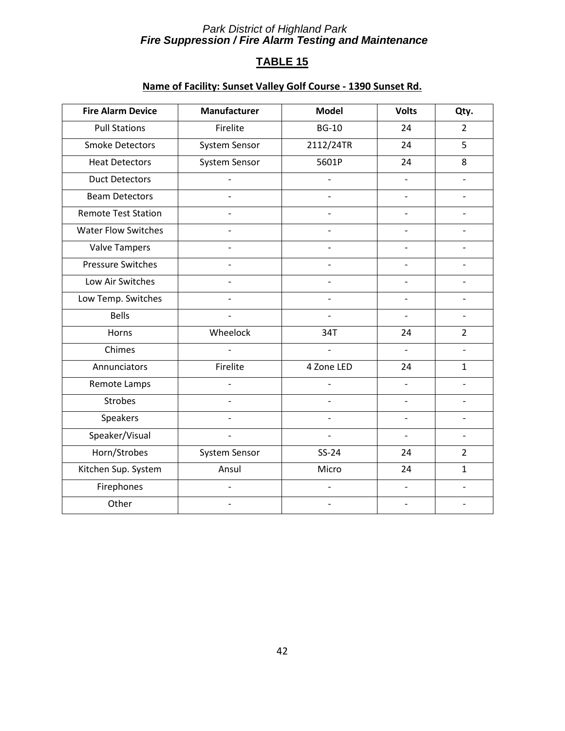## TABLE 15

**Name of Facility: Sunset Valley Golf Course - 1390 Sunset Rd.**

| Fire Alarm Device | Manufacturer | Model | Volts | Qty. |
|---|---|---|---|---|
| Pull Stations | Firelite | BG-10 | 24 | 2 |
| Smoke Detectors | System Sensor | 2112/24TR | 24 | 5 |
| Heat Detectors | System Sensor | 5601P | 24 | 8 |
| Duct Detectors | - | - | - | - |
| Beam Detectors | - | - | - | - |
| Remote Test Station | - | - | - | - |
| Water Flow Switches | - | - | - | - |
| Valve Tampers | - | - | - | - |
| Pressure Switches | - | - | - | - |
| Low Air Switches | - | - | - | - |
| Low Temp. Switches | - | - | - | - |
| Bells | - | - | - | - |
| Horns | Wheelock | 34T | 24 | 2 |
| Chimes | - | - | - | - |
| Annunciators | Firelite | 4 Zone LED | 24 | 1 |
| Remote Lamps | - | - | - | - |
| Strobes | - | - | - | - |
| Speakers | - | - | - | - |
| Speaker/Visual | - | - | - | - |
| Horn/Strobes | System Sensor | SS-24 | 24 | 2 |
| Kitchen Sup. System | Ansul | Micro | 24 | 1 |
| Firephones | - | - | - | - |
| Other | - | - | - | - |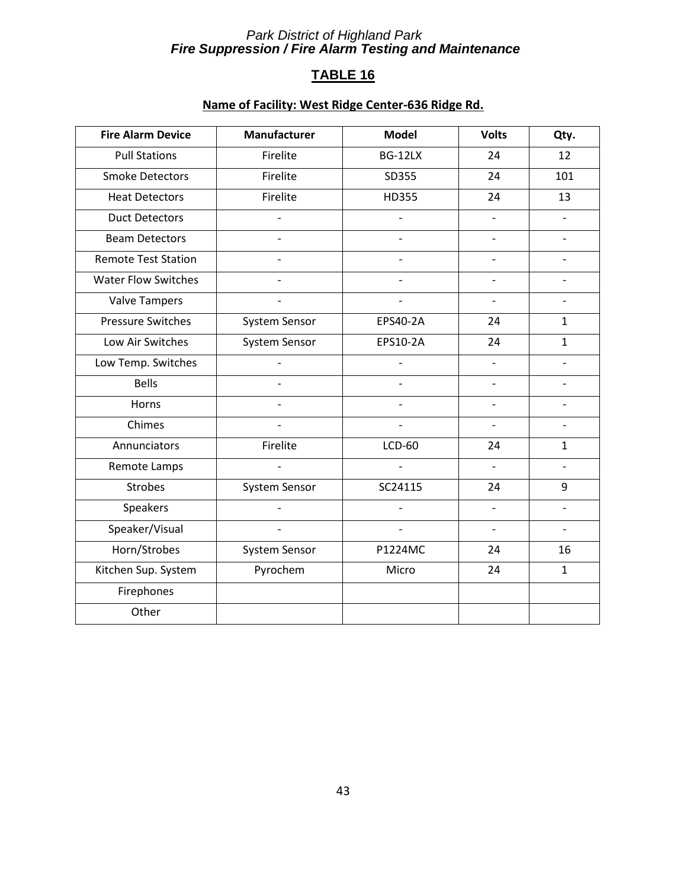## TABLE 16

**Name of Facility: West Ridge Center-636 Ridge Rd.**

| Fire Alarm Device | Manufacturer | Model | Volts | Qty. |
|---|---|---|---|---|
| Pull Stations | Firelite | BG-12LX | 24 | 12 |
| Smoke Detectors | Firelite | SD355 | 24 | 101 |
| Heat Detectors | Firelite | HD355 | 24 | 13 |
| Duct Detectors | - | - | - | - |
| Beam Detectors | - | - | - | - |
| Remote Test Station | - | - | - | - |
| Water Flow Switches | - | - | - | - |
| Valve Tampers | - | - | - | - |
| Pressure Switches | System Sensor | EPS40-2A | 24 | 1 |
| Low Air Switches | System Sensor | EPS10-2A | 24 | 1 |
| Low Temp. Switches | - | - | - | - |
| Bells | - | - | - | - |
| Horns | - | - | - | - |
| Chimes | - | - | - | - |
| Annunciators | Firelite | LCD-60 | 24 | 1 |
| Remote Lamps | - | - | - | - |
| Strobes | System Sensor | SC24115 | 24 | 9 |
| Speakers | - | - | - | - |
| Speaker/Visual | - | - | - | - |
| Horn/Strobes | System Sensor | P1224MC | 24 | 16 |
| Kitchen Sup. System | Pyrochem | Micro | 24 | 1 |
| Firephones | | | | |
| Other | | | | |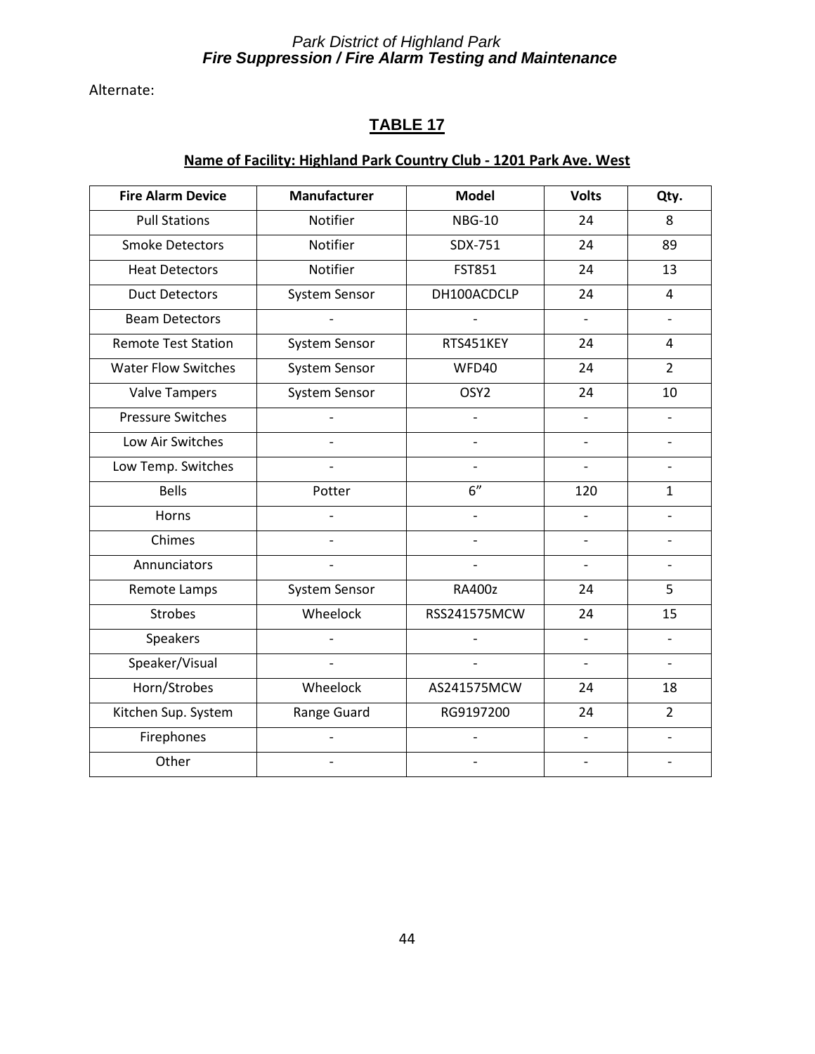Alternate:

## TABLE 17

**Name of Facility: Highland Park Country Club - 1201 Park Ave. West**

| Fire Alarm Device | Manufacturer | Model | Volts | Qty. |
|---|---|---|---|---|
| Pull Stations | Notifier | NBG-10 | 24 | 8 |
| Smoke Detectors | Notifier | SDX-751 | 24 | 89 |
| Heat Detectors | Notifier | FST851 | 24 | 13 |
| Duct Detectors | System Sensor | DH100ACDCLP | 24 | 4 |
| Beam Detectors | - | - | - | - |
| Remote Test Station | System Sensor | RTS451KEY | 24 | 4 |
| Water Flow Switches | System Sensor | WFD40 | 24 | 2 |
| Valve Tampers | System Sensor | OSY2 | 24 | 10 |
| Pressure Switches | - | - | - | - |
| Low Air Switches | - | - | - | - |
| Low Temp. Switches | - | - | - | - |
| Bells | Potter | 6” | 120 | 1 |
| Horns | - | - | - | - |
| Chimes | - | - | - | - |
| Annunciators | - | - | - | - |
| Remote Lamps | System Sensor | RA400z | 24 | 5 |
| Strobes | Wheelock | RSS241575MCW | 24 | 15 |
| Speakers | - | - | - | - |
| Speaker/Visual | - | - | - | - |
| Horn/Strobes | Wheelock | AS241575MCW | 24 | 18 |
| Kitchen Sup. System | Range Guard | RG9197200 | 24 | 2 |
| Firephones | - | - | - | - |
| Other | - | - | - | - |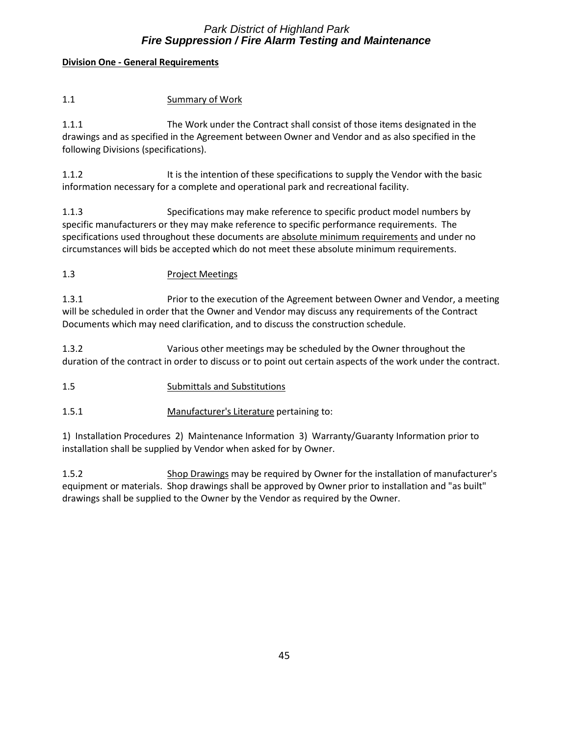**Division One - General Requirements**

1.1 Summary of Work

1.1.1 The Work under the Contract shall consist of those items designated in the drawings and as specified in the Agreement between Owner and Vendor and as also specified in the following Divisions (specifications).

1.1.2 It is the intention of these specifications to supply the Vendor with the basic information necessary for a complete and operational park and recreational facility.

1.1.3 Specifications may make reference to specific product model numbers by specific manufacturers or they may make reference to specific performance requirements. The specifications used throughout these documents are absolute minimum requirements and under no circumstances will bids be accepted which do not meet these absolute minimum requirements.

1.3 Project Meetings

1.3.1 Prior to the execution of the Agreement between Owner and Vendor, a meeting will be scheduled in order that the Owner and Vendor may discuss any requirements of the Contract Documents which may need clarification, and to discuss the construction schedule.

1.3.2 Various other meetings may be scheduled by the Owner throughout the duration of the contract in order to discuss or to point out certain aspects of the work under the contract.

1.5 Submittals and Substitutions

1.5.1 Manufacturer's Literature pertaining to:

1) Installation Procedures 2) Maintenance Information 3) Warranty/Guaranty Information prior to installation shall be supplied by Vendor when asked for by Owner.

1.5.2 Shop Drawings may be required by Owner for the installation of manufacturer's equipment or materials. Shop drawings shall be approved by Owner prior to installation and "as built" drawings shall be supplied to the Owner by the Vendor as required by the Owner.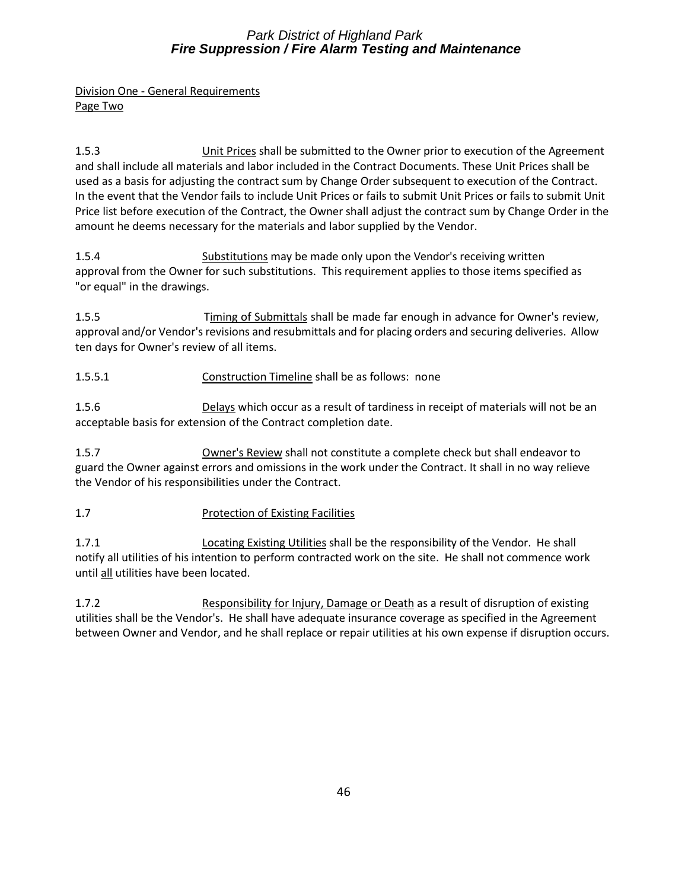Division One - General Requirements
Page Two

1.5.3 Unit Prices shall be submitted to the Owner prior to execution of the Agreement and shall include all materials and labor included in the Contract Documents. These Unit Prices shall be used as a basis for adjusting the contract sum by Change Order subsequent to execution of the Contract. In the event that the Vendor fails to include Unit Prices or fails to submit Unit Prices or fails to submit Unit Price list before execution of the Contract, the Owner shall adjust the contract sum by Change Order in the amount he deems necessary for the materials and labor supplied by the Vendor.

1.5.4 Substitutions may be made only upon the Vendor's receiving written approval from the Owner for such substitutions. This requirement applies to those items specified as "or equal" in the drawings.

1.5.5 Timing of Submittals shall be made far enough in advance for Owner's review, approval and/or Vendor's revisions and resubmittals and for placing orders and securing deliveries. Allow ten days for Owner's review of all items.

1.5.5.1 Construction Timeline shall be as follows: none

1.5.6 Delays which occur as a result of tardiness in receipt of materials will not be an acceptable basis for extension of the Contract completion date.

1.5.7 Owner's Review shall not constitute a complete check but shall endeavor to guard the Owner against errors and omissions in the work under the Contract. It shall in no way relieve the Vendor of his responsibilities under the Contract.

1.7 Protection of Existing Facilities

1.7.1 Locating Existing Utilities shall be the responsibility of the Vendor. He shall notify all utilities of his intention to perform contracted work on the site. He shall not commence work until all utilities have been located.

1.7.2 Responsibility for Injury, Damage or Death as a result of disruption of existing utilities shall be the Vendor's. He shall have adequate insurance coverage as specified in the Agreement between Owner and Vendor, and he shall replace or repair utilities at his own expense if disruption occurs.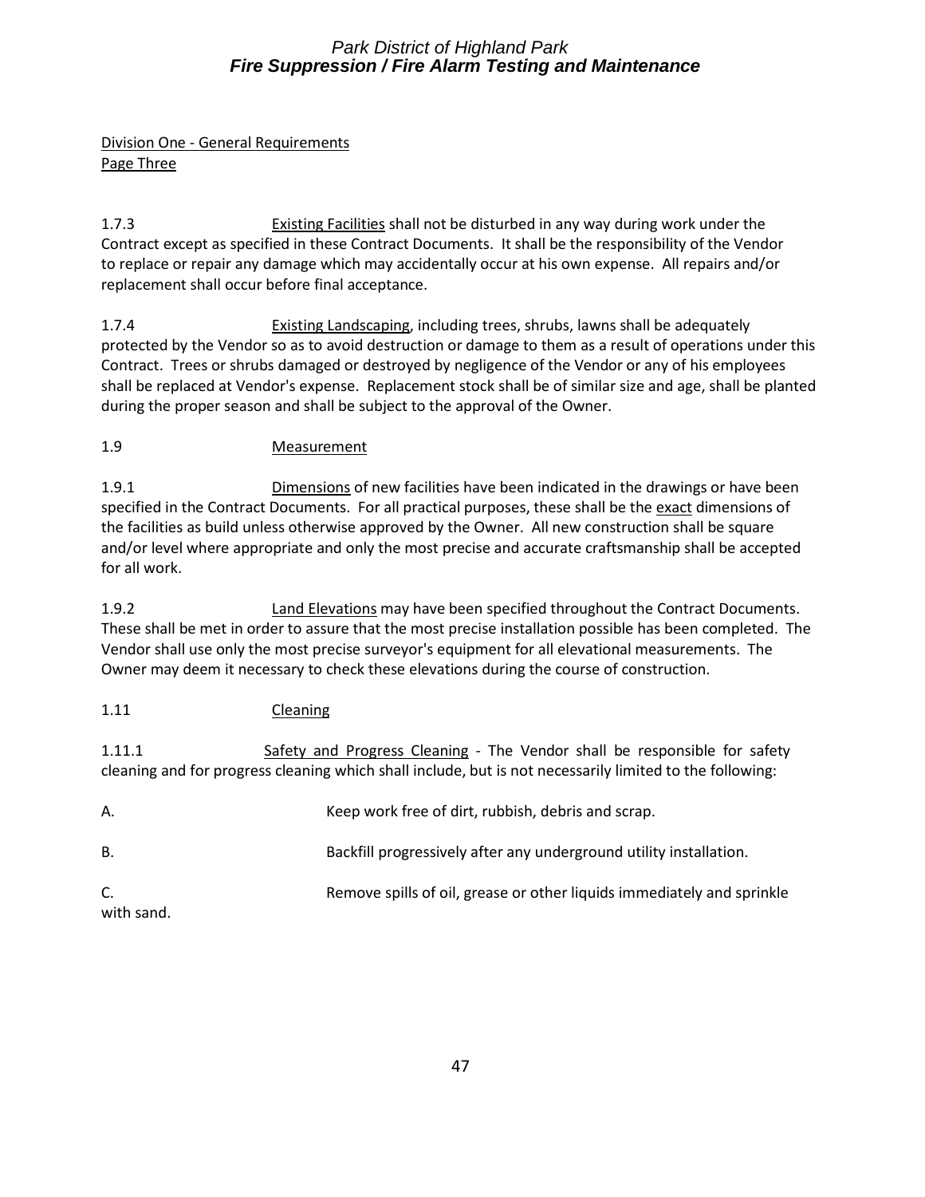Division One - General Requirements
Page Three

1.7.3 Existing Facilities shall not be disturbed in any way during work under the Contract except as specified in these Contract Documents. It shall be the responsibility of the Vendor to replace or repair any damage which may accidentally occur at his own expense. All repairs and/or replacement shall occur before final acceptance.

1.7.4 Existing Landscaping, including trees, shrubs, lawns shall be adequately protected by the Vendor so as to avoid destruction or damage to them as a result of operations under this Contract. Trees or shrubs damaged or destroyed by negligence of the Vendor or any of his employees shall be replaced at Vendor's expense. Replacement stock shall be of similar size and age, shall be planted during the proper season and shall be subject to the approval of the Owner.

1.9 Measurement

1.9.1 Dimensions of new facilities have been indicated in the drawings or have been specified in the Contract Documents. For all practical purposes, these shall be the exact dimensions of the facilities as build unless otherwise approved by the Owner. All new construction shall be square and/or level where appropriate and only the most precise and accurate craftsmanship shall be accepted for all work.

1.9.2 Land Elevations may have been specified throughout the Contract Documents. These shall be met in order to assure that the most precise installation possible has been completed. The Vendor shall use only the most precise surveyor's equipment for all elevational measurements. The Owner may deem it necessary to check these elevations during the course of construction.

1.11 Cleaning

1.11.1 Safety and Progress Cleaning - The Vendor shall be responsible for safety cleaning and for progress cleaning which shall include, but is not necessarily limited to the following:

A. Keep work free of dirt, rubbish, debris and scrap.

B. Backfill progressively after any underground utility installation.

C. Remove spills of oil, grease or other liquids immediately and sprinkle with sand.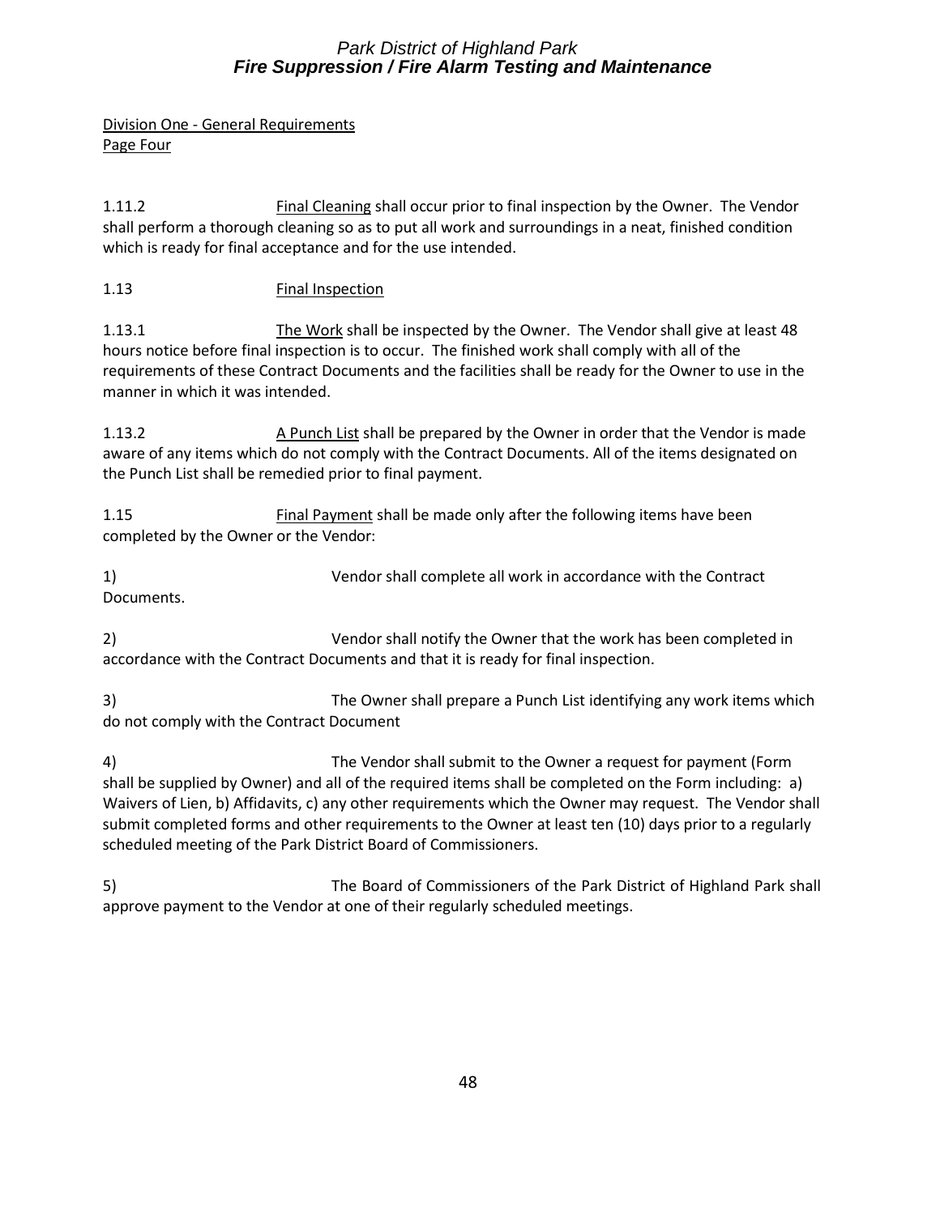Division One - General Requirements
Page Four

1.11.2 Final Cleaning shall occur prior to final inspection by the Owner. The Vendor shall perform a thorough cleaning so as to put all work and surroundings in a neat, finished condition which is ready for final acceptance and for the use intended.

1.13 Final Inspection

1.13.1 The Work shall be inspected by the Owner. The Vendor shall give at least 48 hours notice before final inspection is to occur. The finished work shall comply with all of the requirements of these Contract Documents and the facilities shall be ready for the Owner to use in the manner in which it was intended.

1.13.2 A Punch List shall be prepared by the Owner in order that the Vendor is made aware of any items which do not comply with the Contract Documents. All of the items designated on the Punch List shall be remedied prior to final payment.

1.15 Final Payment shall be made only after the following items have been completed by the Owner or the Vendor:

1) Vendor shall complete all work in accordance with the Contract Documents.

2) Vendor shall notify the Owner that the work has been completed in accordance with the Contract Documents and that it is ready for final inspection.

3) The Owner shall prepare a Punch List identifying any work items which do not comply with the Contract Document

4) The Vendor shall submit to the Owner a request for payment (Form shall be supplied by Owner) and all of the required items shall be completed on the Form including: a) Waivers of Lien, b) Affidavits, c) any other requirements which the Owner may request. The Vendor shall submit completed forms and other requirements to the Owner at least ten (10) days prior to a regularly scheduled meeting of the Park District Board of Commissioners.

5) The Board of Commissioners of the Park District of Highland Park shall approve payment to the Vendor at one of their regularly scheduled meetings.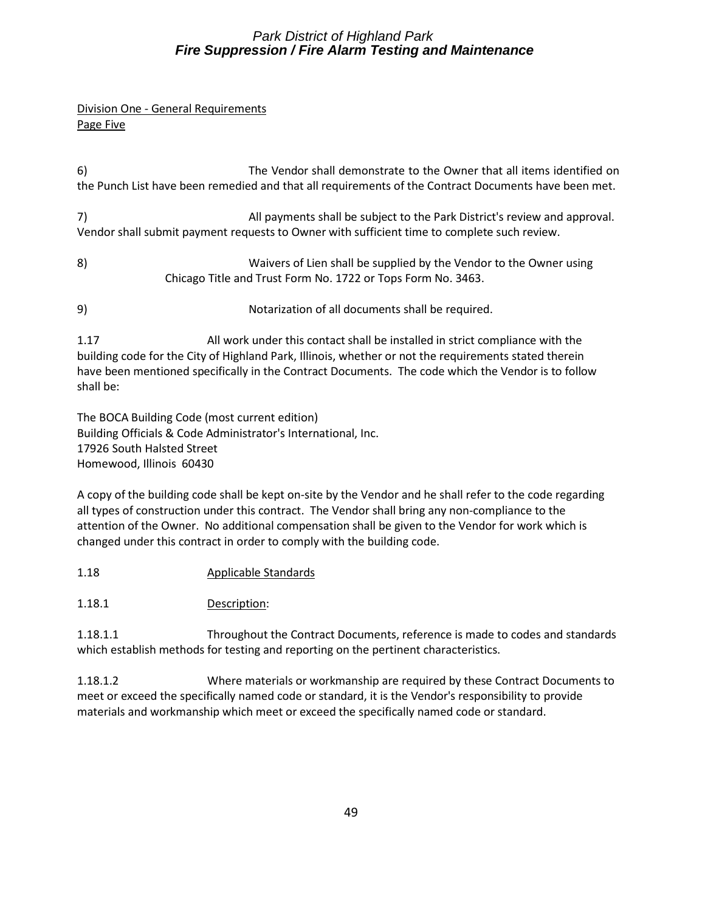Division One - General Requirements
Page Five

6) The Vendor shall demonstrate to the Owner that all items identified on the Punch List have been remedied and that all requirements of the Contract Documents have been met.

7) All payments shall be subject to the Park District's review and approval. Vendor shall submit payment requests to Owner with sufficient time to complete such review.

8) Waivers of Lien shall be supplied by the Vendor to the Owner using Chicago Title and Trust Form No. 1722 or Tops Form No. 3463.

9) Notarization of all documents shall be required.

1.17 All work under this contact shall be installed in strict compliance with the building code for the City of Highland Park, Illinois, whether or not the requirements stated therein have been mentioned specifically in the Contract Documents. The code which the Vendor is to follow shall be:

The BOCA Building Code (most current edition)
Building Officials & Code Administrator's International, Inc.
17926 South Halsted Street
Homewood, Illinois 60430

A copy of the building code shall be kept on-site by the Vendor and he shall refer to the code regarding all types of construction under this contract. The Vendor shall bring any non-compliance to the attention of the Owner. No additional compensation shall be given to the Vendor for work which is changed under this contract in order to comply with the building code.

1.18 Applicable Standards

1.18.1 Description:

1.18.1.1 Throughout the Contract Documents, reference is made to codes and standards which establish methods for testing and reporting on the pertinent characteristics.

1.18.1.2 Where materials or workmanship are required by these Contract Documents to meet or exceed the specifically named code or standard, it is the Vendor's responsibility to provide materials and workmanship which meet or exceed the specifically named code or standard.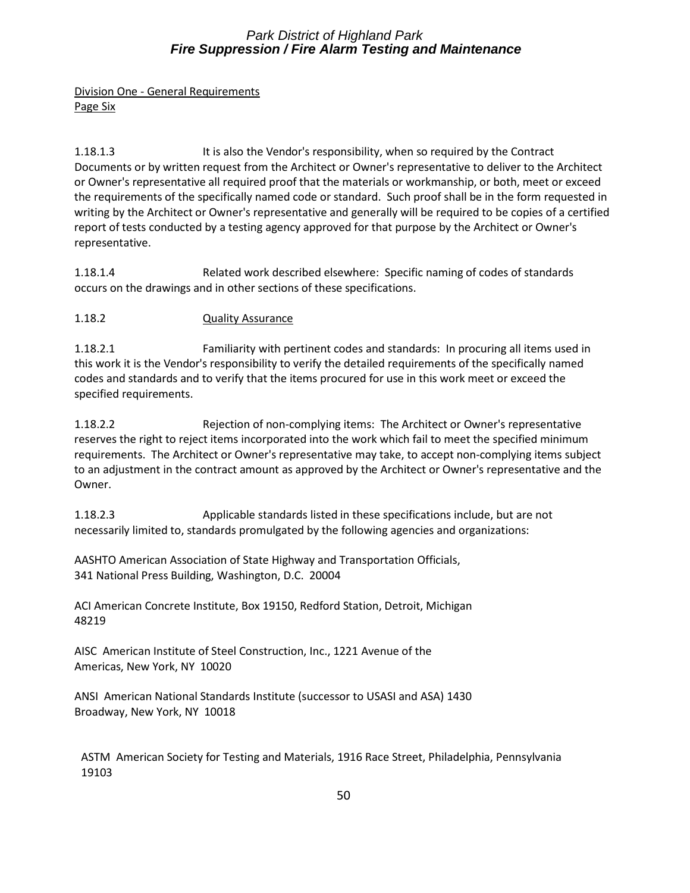Division One - General Requirements
Page Six

1.18.1.3 It is also the Vendor's responsibility, when so required by the Contract Documents or by written request from the Architect or Owner's representative to deliver to the Architect or Owner's representative all required proof that the materials or workmanship, or both, meet or exceed the requirements of the specifically named code or standard. Such proof shall be in the form requested in writing by the Architect or Owner's representative and generally will be required to be copies of a certified report of tests conducted by a testing agency approved for that purpose by the Architect or Owner's representative.

1.18.1.4 Related work described elsewhere: Specific naming of codes of standards occurs on the drawings and in other sections of these specifications.

1.18.2 Quality Assurance

1.18.2.1 Familiarity with pertinent codes and standards: In procuring all items used in this work it is the Vendor's responsibility to verify the detailed requirements of the specifically named codes and standards and to verify that the items procured for use in this work meet or exceed the specified requirements.

1.18.2.2 Rejection of non-complying items: The Architect or Owner's representative reserves the right to reject items incorporated into the work which fail to meet the specified minimum requirements. The Architect or Owner's representative may take, to accept non-complying items subject to an adjustment in the contract amount as approved by the Architect or Owner's representative and the Owner.

1.18.2.3 Applicable standards listed in these specifications include, but are not necessarily limited to, standards promulgated by the following agencies and organizations:

AASHTO American Association of State Highway and Transportation Officials, 341 National Press Building, Washington, D.C. 20004

ACI American Concrete Institute, Box 19150, Redford Station, Detroit, Michigan 48219

AISC American Institute of Steel Construction, Inc., 1221 Avenue of the Americas, New York, NY 10020

ANSI American National Standards Institute (successor to USASI and ASA) 1430 Broadway, New York, NY 10018

ASTM American Society for Testing and Materials, 1916 Race Street, Philadelphia, Pennsylvania 19103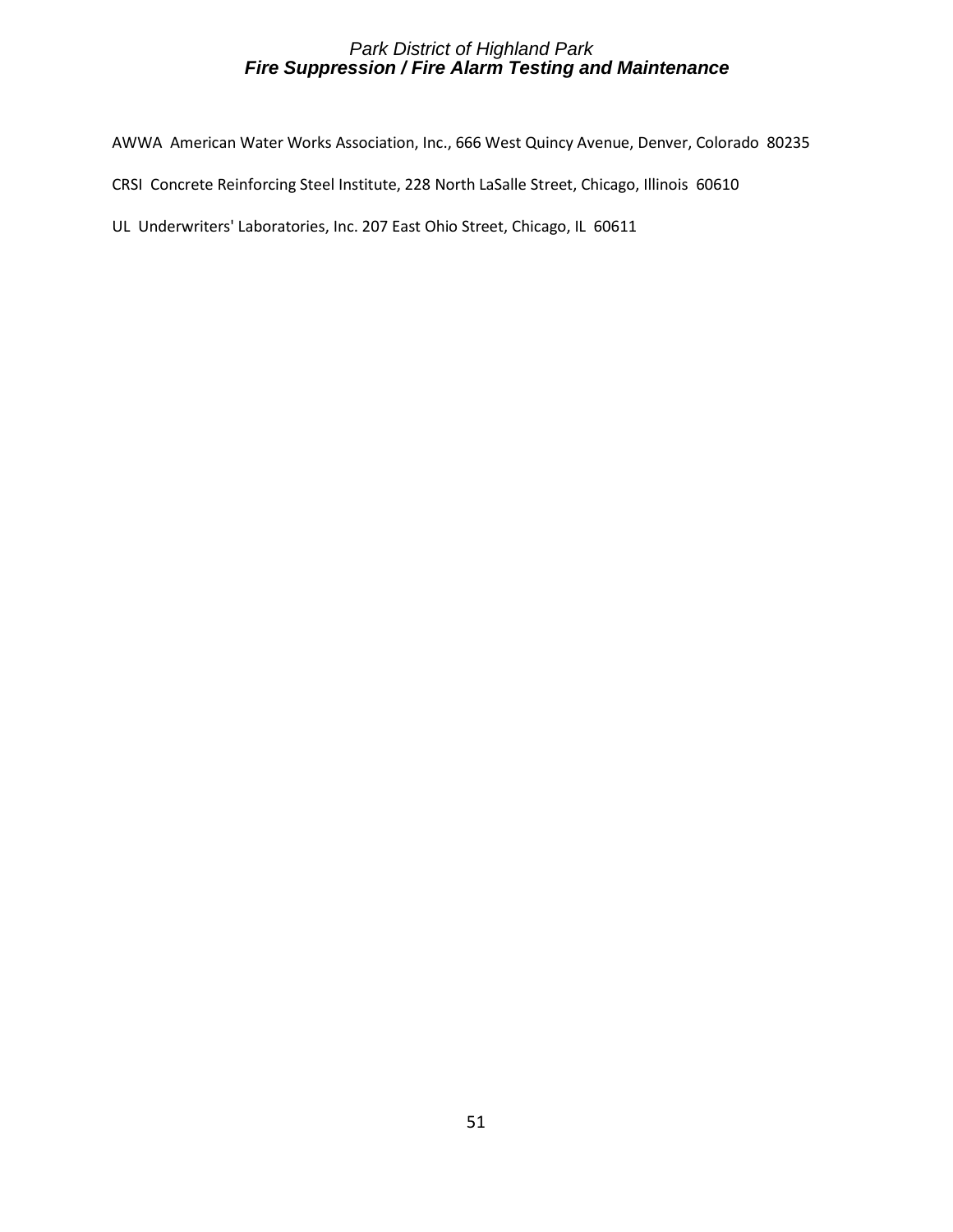AWWA American Water Works Association, Inc., 666 West Quincy Avenue, Denver, Colorado 80235

CRSI Concrete Reinforcing Steel Institute, 228 North LaSalle Street, Chicago, Illinois 60610

UL Underwriters' Laboratories, Inc. 207 East Ohio Street, Chicago, IL 60611